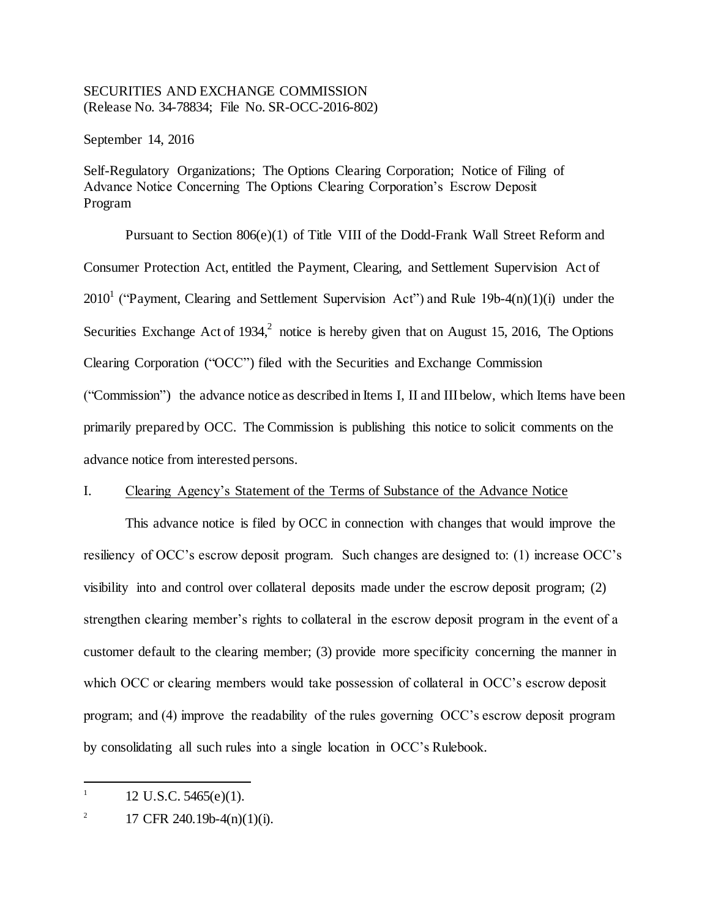SECURITIES AND EXCHANGE COMMISSION
(Release No. 34-78834; File No. SR-OCC-2016-802)

September 14, 2016

Self-Regulatory Organizations; The Options Clearing Corporation; Notice of Filing of Advance Notice Concerning The Options Clearing Corporation's Escrow Deposit Program

Pursuant to Section 806(e)(1) of Title VIII of the Dodd-Frank Wall Street Reform and Consumer Protection Act, entitled the Payment, Clearing, and Settlement Supervision Act of 2010[1] ("Payment, Clearing and Settlement Supervision Act") and Rule 19b-4(n)(1)(i) under the Securities Exchange Act of 1934,[2] notice is hereby given that on August 15, 2016, The Options Clearing Corporation ("OCC") filed with the Securities and Exchange Commission ("Commission") the advance notice as described in Items I, II and III below, which Items have been primarily prepared by OCC. The Commission is publishing this notice to solicit comments on the advance notice from interested persons.

## I. Clearing Agency's Statement of the Terms of Substance of the Advance Notice

This advance notice is filed by OCC in connection with changes that would improve the resiliency of OCC's escrow deposit program. Such changes are designed to: (1) increase OCC's visibility into and control over collateral deposits made under the escrow deposit program; (2) strengthen clearing member's rights to collateral in the escrow deposit program in the event of a customer default to the clearing member; (3) provide more specificity concerning the manner in which OCC or clearing members would take possession of collateral in OCC's escrow deposit program; and (4) improve the readability of the rules governing OCC's escrow deposit program by consolidating all such rules into a single location in OCC's Rulebook.

---

[1] 12 U.S.C. 5465(e)(1).

[2] 17 CFR 240.19b-4(n)(1)(i).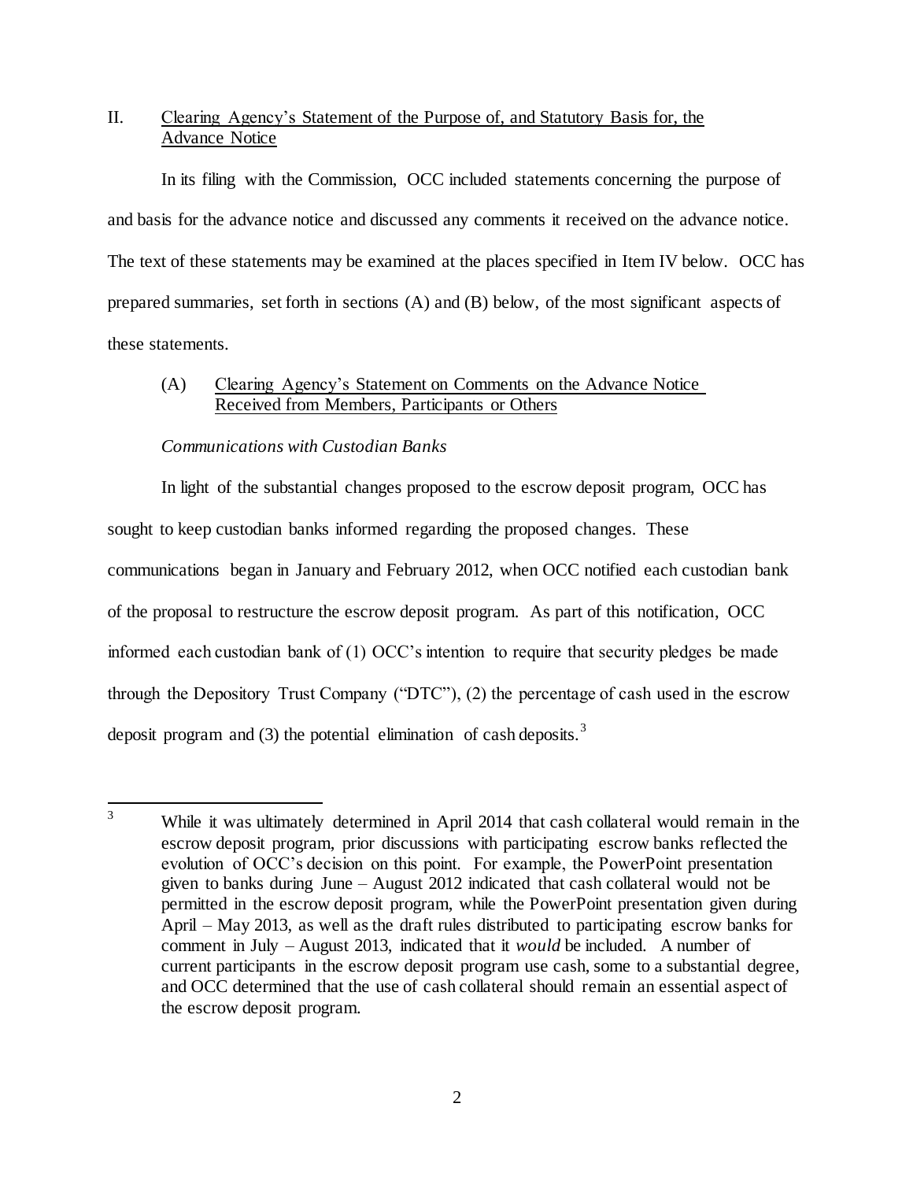## II. Clearing Agency's Statement of the Purpose of, and Statutory Basis for, the Advance Notice

In its filing with the Commission, OCC included statements concerning the purpose of and basis for the advance notice and discussed any comments it received on the advance notice. The text of these statements may be examined at the places specified in Item IV below. OCC has prepared summaries, set forth in sections (A) and (B) below, of the most significant aspects of these statements.

### (A) Clearing Agency's Statement on Comments on the Advance Notice Received from Members, Participants or Others

*Communications with Custodian Banks*

In light of the substantial changes proposed to the escrow deposit program, OCC has sought to keep custodian banks informed regarding the proposed changes. These communications began in January and February 2012, when OCC notified each custodian bank of the proposal to restructure the escrow deposit program. As part of this notification, OCC informed each custodian bank of (1) OCC's intention to require that security pledges be made through the Depository Trust Company ("DTC"), (2) the percentage of cash used in the escrow deposit program and (3) the potential elimination of cash deposits.[3]

---

[3] While it was ultimately determined in April 2014 that cash collateral would remain in the escrow deposit program, prior discussions with participating escrow banks reflected the evolution of OCC's decision on this point. For example, the PowerPoint presentation given to banks during June – August 2012 indicated that cash collateral would not be permitted in the escrow deposit program, while the PowerPoint presentation given during April – May 2013, as well as the draft rules distributed to participating escrow banks for comment in July – August 2013, indicated that it *would* be included. A number of current participants in the escrow deposit program use cash, some to a substantial degree, and OCC determined that the use of cash collateral should remain an essential aspect of the escrow deposit program.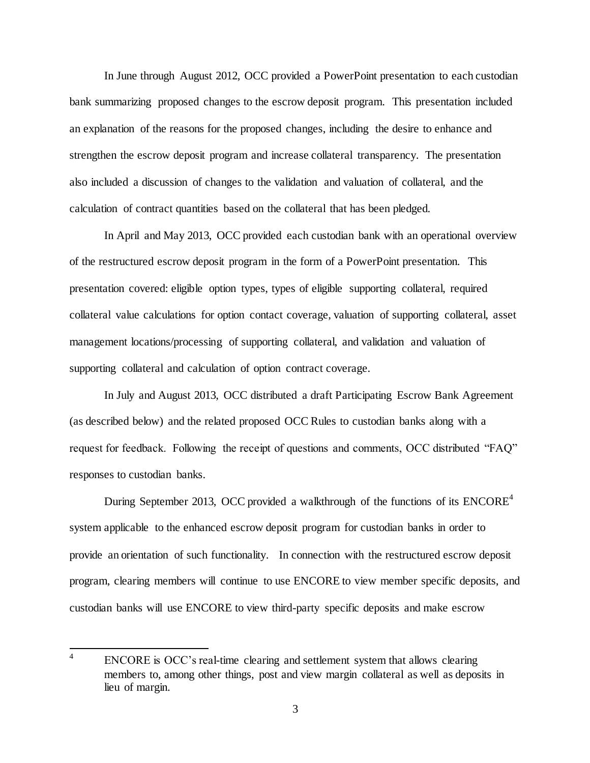In June through August 2012, OCC provided a PowerPoint presentation to each custodian bank summarizing proposed changes to the escrow deposit program. This presentation included an explanation of the reasons for the proposed changes, including the desire to enhance and strengthen the escrow deposit program and increase collateral transparency. The presentation also included a discussion of changes to the validation and valuation of collateral, and the calculation of contract quantities based on the collateral that has been pledged.

In April and May 2013, OCC provided each custodian bank with an operational overview of the restructured escrow deposit program in the form of a PowerPoint presentation. This presentation covered: eligible option types, types of eligible supporting collateral, required collateral value calculations for option contact coverage, valuation of supporting collateral, asset management locations/processing of supporting collateral, and validation and valuation of supporting collateral and calculation of option contract coverage.

In July and August 2013, OCC distributed a draft Participating Escrow Bank Agreement (as described below) and the related proposed OCC Rules to custodian banks along with a request for feedback. Following the receipt of questions and comments, OCC distributed "FAQ" responses to custodian banks.

During September 2013, OCC provided a walkthrough of the functions of its ENCORE[4] system applicable to the enhanced escrow deposit program for custodian banks in order to provide an orientation of such functionality. In connection with the restructured escrow deposit program, clearing members will continue to use ENCORE to view member specific deposits, and custodian banks will use ENCORE to view third-party specific deposits and make escrow

[4] ENCORE is OCC's real-time clearing and settlement system that allows clearing members to, among other things, post and view margin collateral as well as deposits in lieu of margin.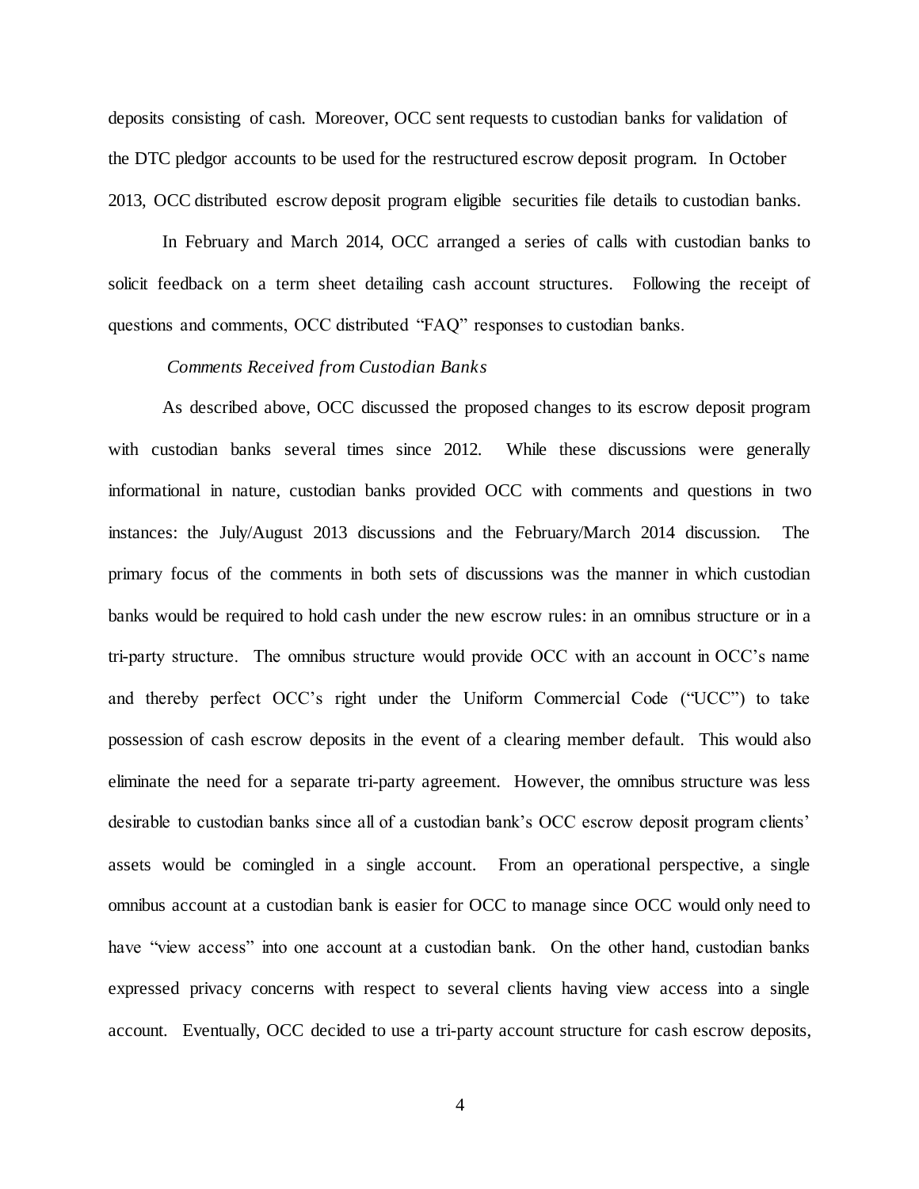deposits consisting of cash. Moreover, OCC sent requests to custodian banks for validation of the DTC pledgor accounts to be used for the restructured escrow deposit program. In October 2013, OCC distributed escrow deposit program eligible securities file details to custodian banks.

In February and March 2014, OCC arranged a series of calls with custodian banks to solicit feedback on a term sheet detailing cash account structures. Following the receipt of questions and comments, OCC distributed "FAQ" responses to custodian banks.

*Comments Received from Custodian Banks*

As described above, OCC discussed the proposed changes to its escrow deposit program with custodian banks several times since 2012. While these discussions were generally informational in nature, custodian banks provided OCC with comments and questions in two instances: the July/August 2013 discussions and the February/March 2014 discussion. The primary focus of the comments in both sets of discussions was the manner in which custodian banks would be required to hold cash under the new escrow rules: in an omnibus structure or in a tri-party structure. The omnibus structure would provide OCC with an account in OCC's name and thereby perfect OCC's right under the Uniform Commercial Code ("UCC") to take possession of cash escrow deposits in the event of a clearing member default. This would also eliminate the need for a separate tri-party agreement. However, the omnibus structure was less desirable to custodian banks since all of a custodian bank's OCC escrow deposit program clients' assets would be comingled in a single account. From an operational perspective, a single omnibus account at a custodian bank is easier for OCC to manage since OCC would only need to have "view access" into one account at a custodian bank. On the other hand, custodian banks expressed privacy concerns with respect to several clients having view access into a single account. Eventually, OCC decided to use a tri-party account structure for cash escrow deposits,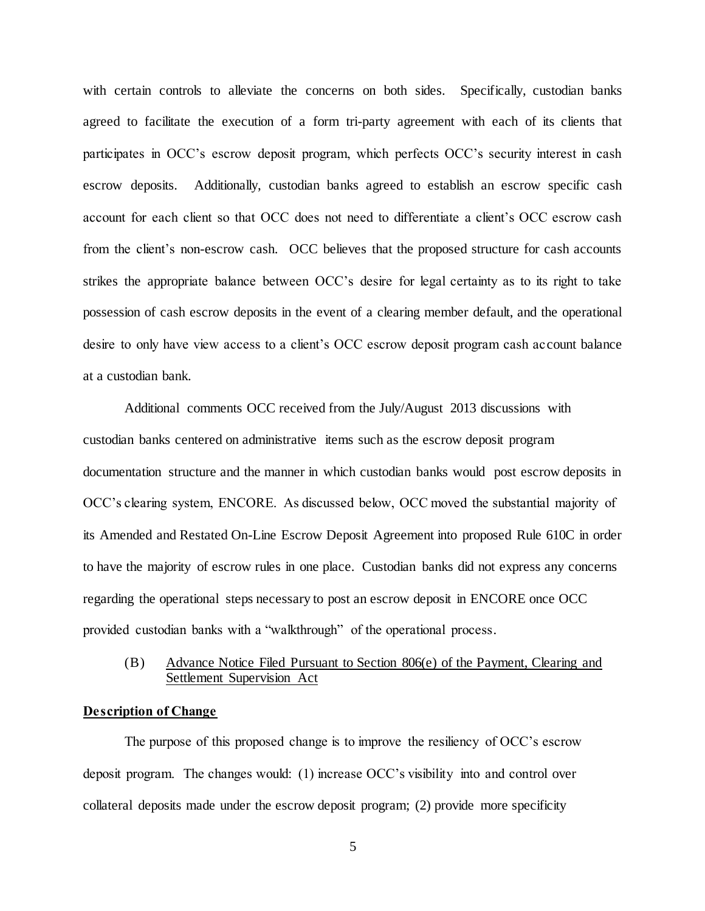with certain controls to alleviate the concerns on both sides. Specifically, custodian banks agreed to facilitate the execution of a form tri-party agreement with each of its clients that participates in OCC's escrow deposit program, which perfects OCC's security interest in cash escrow deposits. Additionally, custodian banks agreed to establish an escrow specific cash account for each client so that OCC does not need to differentiate a client's OCC escrow cash from the client's non-escrow cash. OCC believes that the proposed structure for cash accounts strikes the appropriate balance between OCC's desire for legal certainty as to its right to take possession of cash escrow deposits in the event of a clearing member default, and the operational desire to only have view access to a client's OCC escrow deposit program cash account balance at a custodian bank.

Additional comments OCC received from the July/August 2013 discussions with custodian banks centered on administrative items such as the escrow deposit program documentation structure and the manner in which custodian banks would post escrow deposits in OCC's clearing system, ENCORE. As discussed below, OCC moved the substantial majority of its Amended and Restated On-Line Escrow Deposit Agreement into proposed Rule 610C in order to have the majority of escrow rules in one place. Custodian banks did not express any concerns regarding the operational steps necessary to post an escrow deposit in ENCORE once OCC provided custodian banks with a "walkthrough" of the operational process.

(B) Advance Notice Filed Pursuant to Section 806(e) of the Payment, Clearing and Settlement Supervision Act

**Description of Change**

The purpose of this proposed change is to improve the resiliency of OCC's escrow deposit program. The changes would: (1) increase OCC's visibility into and control over collateral deposits made under the escrow deposit program; (2) provide more specificity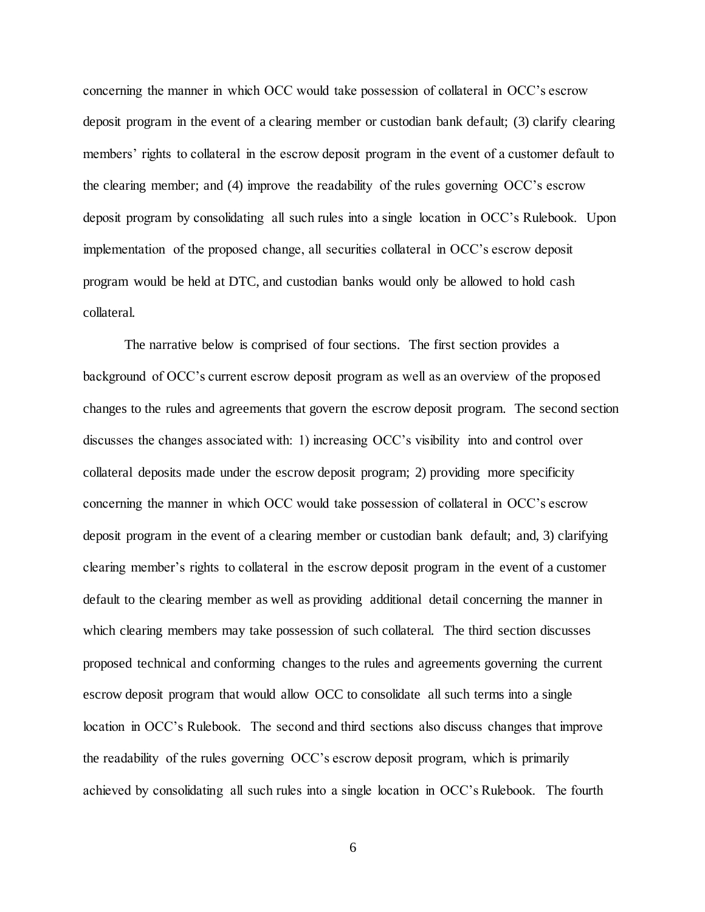concerning the manner in which OCC would take possession of collateral in OCC's escrow deposit program in the event of a clearing member or custodian bank default; (3) clarify clearing members' rights to collateral in the escrow deposit program in the event of a customer default to the clearing member; and (4) improve the readability of the rules governing OCC's escrow deposit program by consolidating all such rules into a single location in OCC's Rulebook. Upon implementation of the proposed change, all securities collateral in OCC's escrow deposit program would be held at DTC, and custodian banks would only be allowed to hold cash collateral.

The narrative below is comprised of four sections. The first section provides a background of OCC's current escrow deposit program as well as an overview of the proposed changes to the rules and agreements that govern the escrow deposit program. The second section discusses the changes associated with: 1) increasing OCC's visibility into and control over collateral deposits made under the escrow deposit program; 2) providing more specificity concerning the manner in which OCC would take possession of collateral in OCC's escrow deposit program in the event of a clearing member or custodian bank default; and, 3) clarifying clearing member's rights to collateral in the escrow deposit program in the event of a customer default to the clearing member as well as providing additional detail concerning the manner in which clearing members may take possession of such collateral. The third section discusses proposed technical and conforming changes to the rules and agreements governing the current escrow deposit program that would allow OCC to consolidate all such terms into a single location in OCC's Rulebook. The second and third sections also discuss changes that improve the readability of the rules governing OCC's escrow deposit program, which is primarily achieved by consolidating all such rules into a single location in OCC's Rulebook. The fourth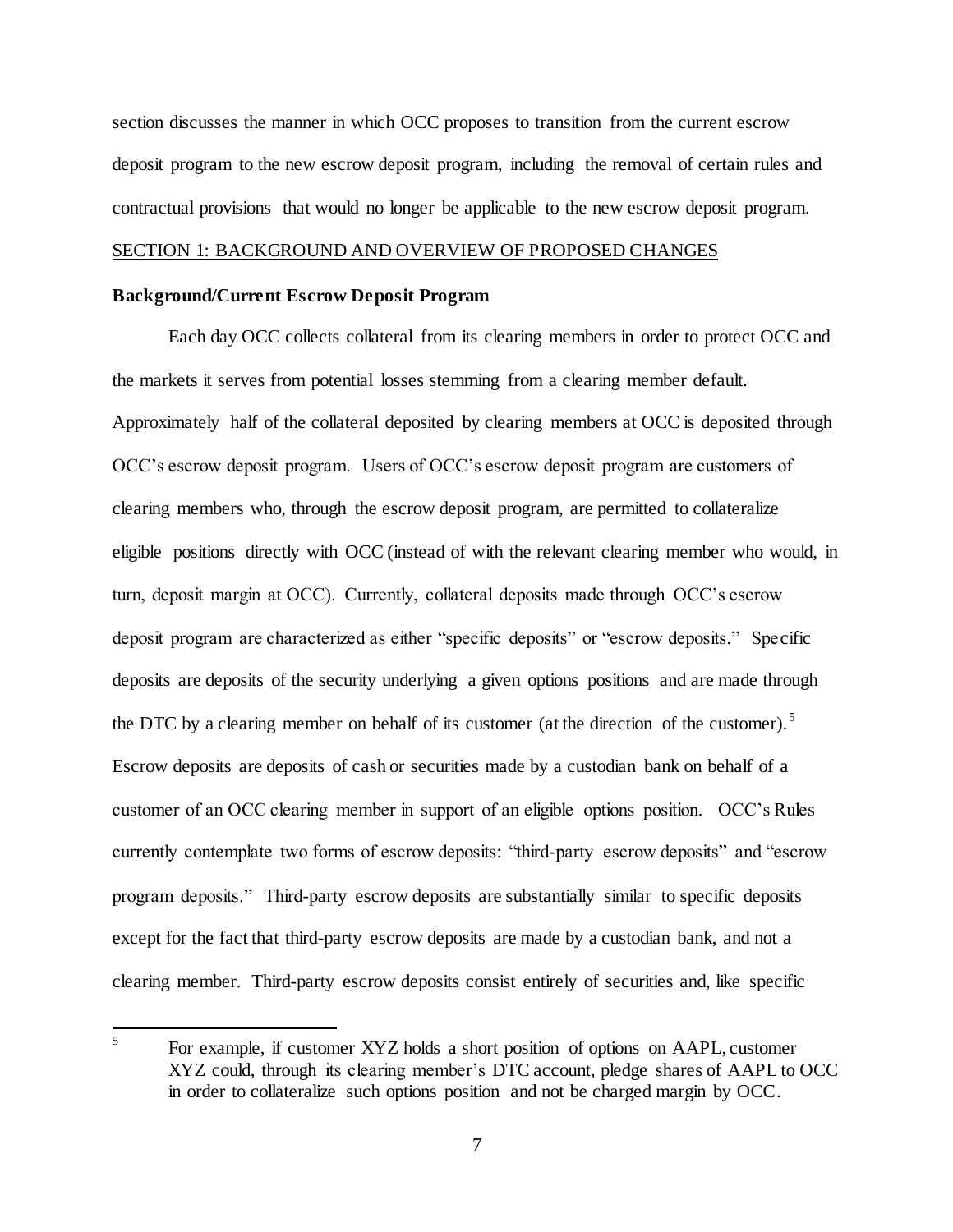section discusses the manner in which OCC proposes to transition from the current escrow deposit program to the new escrow deposit program, including the removal of certain rules and contractual provisions that would no longer be applicable to the new escrow deposit program.

## SECTION 1: BACKGROUND AND OVERVIEW OF PROPOSED CHANGES

### Background/Current Escrow Deposit Program

Each day OCC collects collateral from its clearing members in order to protect OCC and the markets it serves from potential losses stemming from a clearing member default. Approximately half of the collateral deposited by clearing members at OCC is deposited through OCC's escrow deposit program. Users of OCC's escrow deposit program are customers of clearing members who, through the escrow deposit program, are permitted to collateralize eligible positions directly with OCC (instead of with the relevant clearing member who would, in turn, deposit margin at OCC). Currently, collateral deposits made through OCC's escrow deposit program are characterized as either "specific deposits" or "escrow deposits." Specific deposits are deposits of the security underlying a given options positions and are made through the DTC by a clearing member on behalf of its customer (at the direction of the customer).[5] Escrow deposits are deposits of cash or securities made by a custodian bank on behalf of a customer of an OCC clearing member in support of an eligible options position. OCC's Rules currently contemplate two forms of escrow deposits: "third-party escrow deposits" and "escrow program deposits." Third-party escrow deposits are substantially similar to specific deposits except for the fact that third-party escrow deposits are made by a custodian bank, and not a clearing member. Third-party escrow deposits consist entirely of securities and, like specific

---

[5] For example, if customer XYZ holds a short position of options on AAPL, customer XYZ could, through its clearing member's DTC account, pledge shares of AAPL to OCC in order to collateralize such options position and not be charged margin by OCC.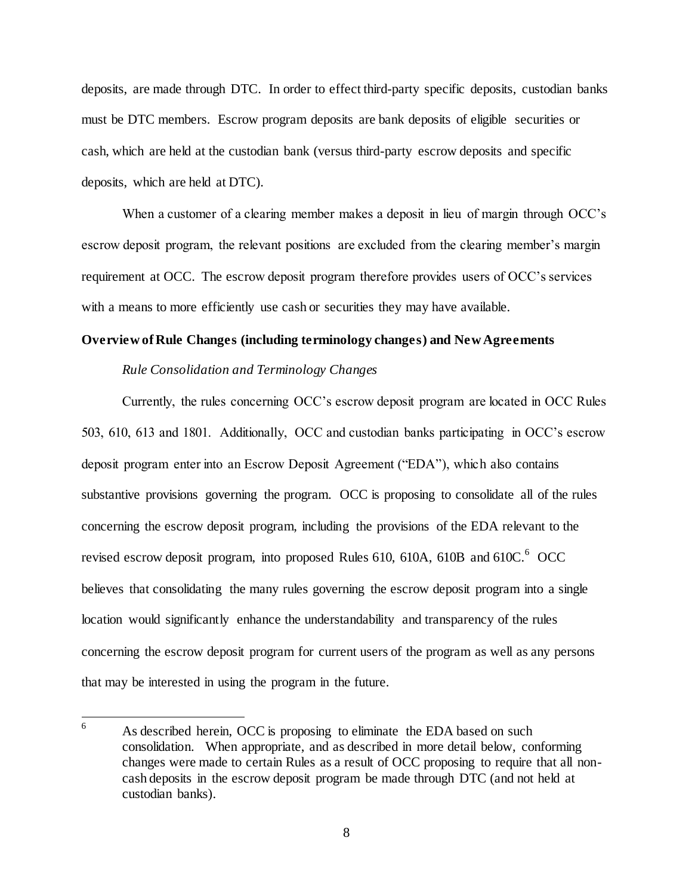deposits, are made through DTC. In order to effect third-party specific deposits, custodian banks must be DTC members. Escrow program deposits are bank deposits of eligible securities or cash, which are held at the custodian bank (versus third-party escrow deposits and specific deposits, which are held at DTC).

When a customer of a clearing member makes a deposit in lieu of margin through OCC's escrow deposit program, the relevant positions are excluded from the clearing member's margin requirement at OCC. The escrow deposit program therefore provides users of OCC's services with a means to more efficiently use cash or securities they may have available.

**Overview of Rule Changes (including terminology changes) and New Agreements**

*Rule Consolidation and Terminology Changes*

Currently, the rules concerning OCC's escrow deposit program are located in OCC Rules 503, 610, 613 and 1801. Additionally, OCC and custodian banks participating in OCC's escrow deposit program enter into an Escrow Deposit Agreement ("EDA"), which also contains substantive provisions governing the program. OCC is proposing to consolidate all of the rules concerning the escrow deposit program, including the provisions of the EDA relevant to the revised escrow deposit program, into proposed Rules 610, 610A, 610B and 610C.[6] OCC believes that consolidating the many rules governing the escrow deposit program into a single location would significantly enhance the understandability and transparency of the rules concerning the escrow deposit program for current users of the program as well as any persons that may be interested in using the program in the future.

[6] As described herein, OCC is proposing to eliminate the EDA based on such consolidation. When appropriate, and as described in more detail below, conforming changes were made to certain Rules as a result of OCC proposing to require that all non-cash deposits in the escrow deposit program be made through DTC (and not held at custodian banks).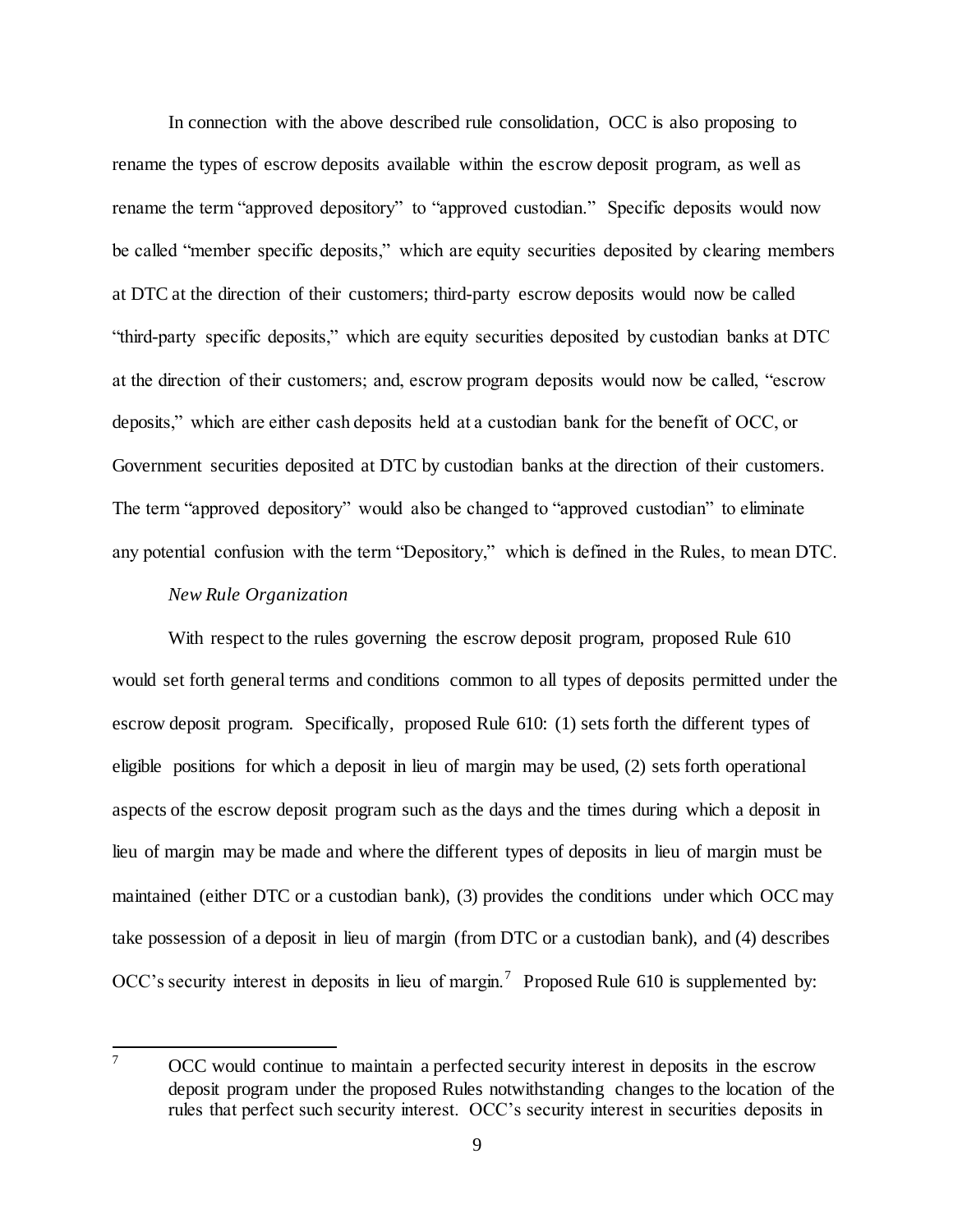In connection with the above described rule consolidation, OCC is also proposing to rename the types of escrow deposits available within the escrow deposit program, as well as rename the term "approved depository" to "approved custodian." Specific deposits would now be called "member specific deposits," which are equity securities deposited by clearing members at DTC at the direction of their customers; third-party escrow deposits would now be called "third-party specific deposits," which are equity securities deposited by custodian banks at DTC at the direction of their customers; and, escrow program deposits would now be called, "escrow deposits," which are either cash deposits held at a custodian bank for the benefit of OCC, or Government securities deposited at DTC by custodian banks at the direction of their customers. The term "approved depository" would also be changed to "approved custodian" to eliminate any potential confusion with the term "Depository," which is defined in the Rules, to mean DTC.

*New Rule Organization*

With respect to the rules governing the escrow deposit program, proposed Rule 610 would set forth general terms and conditions common to all types of deposits permitted under the escrow deposit program. Specifically, proposed Rule 610: (1) sets forth the different types of eligible positions for which a deposit in lieu of margin may be used, (2) sets forth operational aspects of the escrow deposit program such as the days and the times during which a deposit in lieu of margin may be made and where the different types of deposits in lieu of margin must be maintained (either DTC or a custodian bank), (3) provides the conditions under which OCC may take possession of a deposit in lieu of margin (from DTC or a custodian bank), and (4) describes OCC's security interest in deposits in lieu of margin.[7] Proposed Rule 610 is supplemented by:

[7] OCC would continue to maintain a perfected security interest in deposits in the escrow deposit program under the proposed Rules notwithstanding changes to the location of the rules that perfect such security interest. OCC's security interest in securities deposits in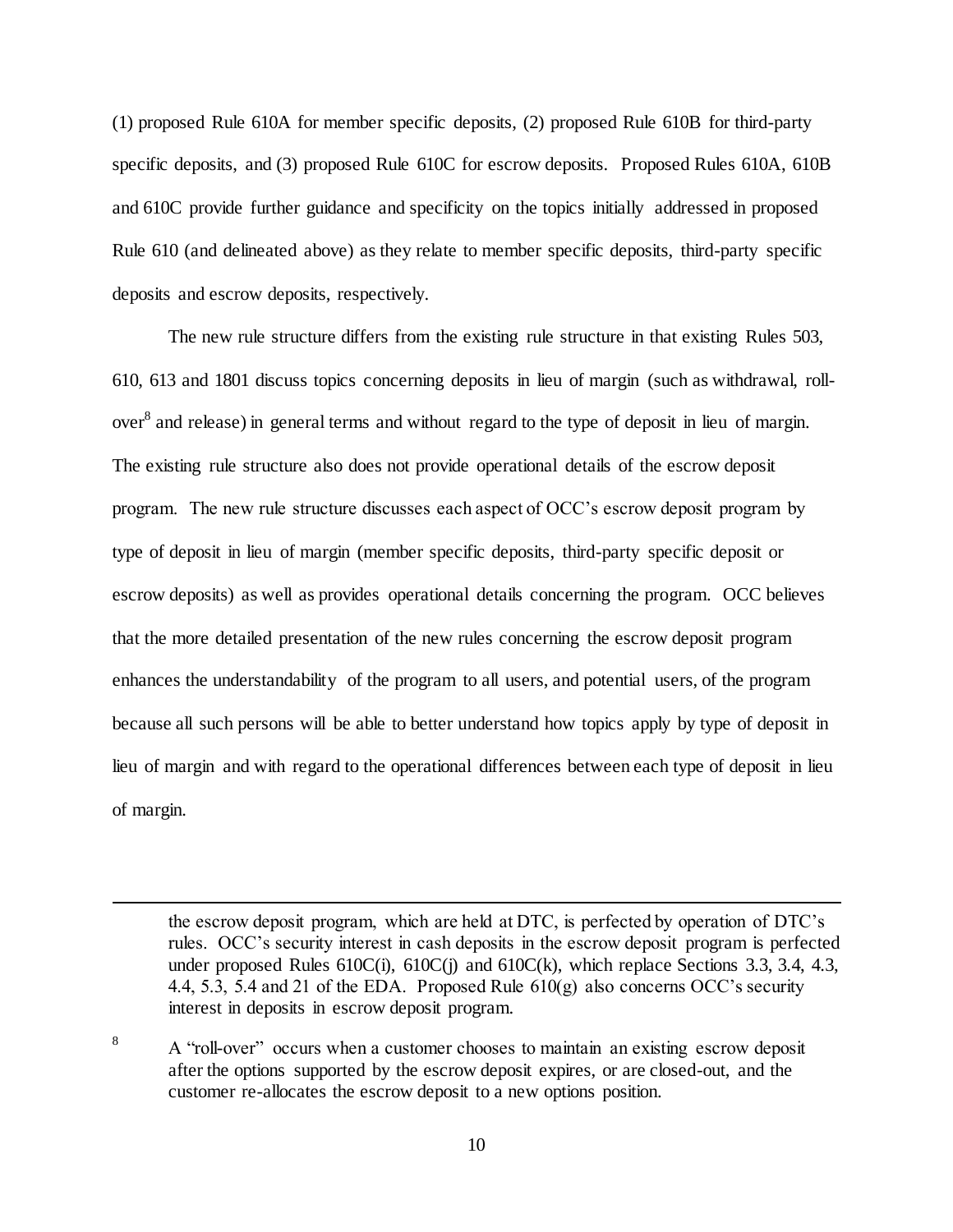(1) proposed Rule 610A for member specific deposits, (2) proposed Rule 610B for third-party specific deposits, and (3) proposed Rule 610C for escrow deposits. Proposed Rules 610A, 610B and 610C provide further guidance and specificity on the topics initially addressed in proposed Rule 610 (and delineated above) as they relate to member specific deposits, third-party specific deposits and escrow deposits, respectively.

The new rule structure differs from the existing rule structure in that existing Rules 503, 610, 613 and 1801 discuss topics concerning deposits in lieu of margin (such as withdrawal, roll-over[8] and release) in general terms and without regard to the type of deposit in lieu of margin. The existing rule structure also does not provide operational details of the escrow deposit program. The new rule structure discusses each aspect of OCC's escrow deposit program by type of deposit in lieu of margin (member specific deposits, third-party specific deposit or escrow deposits) as well as provides operational details concerning the program. OCC believes that the more detailed presentation of the new rules concerning the escrow deposit program enhances the understandability of the program to all users, and potential users, of the program because all such persons will be able to better understand how topics apply by type of deposit in lieu of margin and with regard to the operational differences between each type of deposit in lieu of margin.

---

the escrow deposit program, which are held at DTC, is perfected by operation of DTC's rules. OCC's security interest in cash deposits in the escrow deposit program is perfected under proposed Rules 610C(i), 610C(j) and 610C(k), which replace Sections 3.3, 3.4, 4.3, 4.4, 5.3, 5.4 and 21 of the EDA. Proposed Rule 610(g) also concerns OCC's security interest in deposits in escrow deposit program.

[8] A "roll-over" occurs when a customer chooses to maintain an existing escrow deposit after the options supported by the escrow deposit expires, or are closed-out, and the customer re-allocates the escrow deposit to a new options position.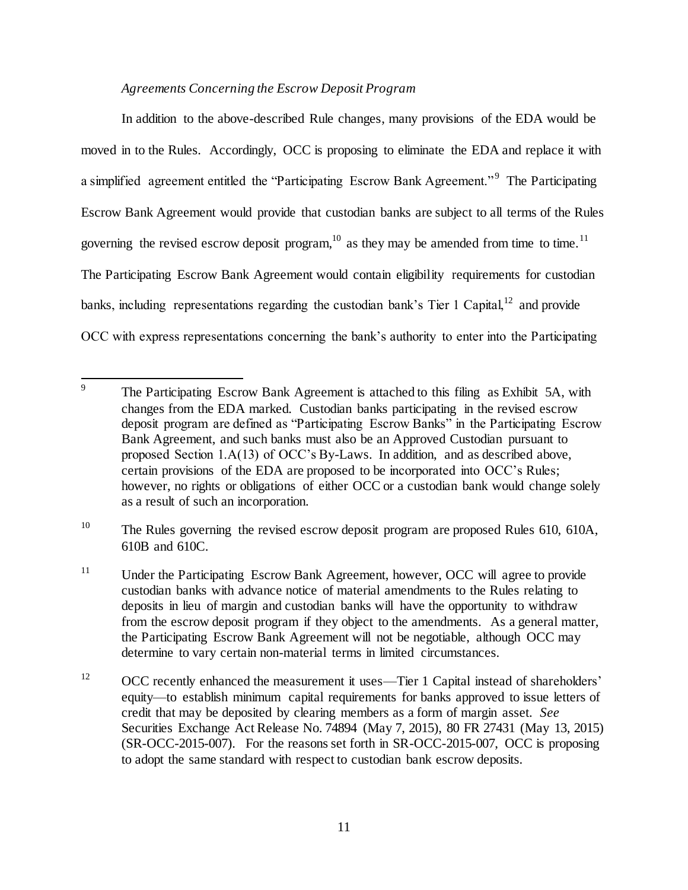*Agreements Concerning the Escrow Deposit Program*

In addition to the above-described Rule changes, many provisions of the EDA would be moved in to the Rules. Accordingly, OCC is proposing to eliminate the EDA and replace it with a simplified agreement entitled the "Participating Escrow Bank Agreement."[9] The Participating Escrow Bank Agreement would provide that custodian banks are subject to all terms of the Rules governing the revised escrow deposit program,[10] as they may be amended from time to time.[11] The Participating Escrow Bank Agreement would contain eligibility requirements for custodian banks, including representations regarding the custodian bank's Tier 1 Capital,[12] and provide OCC with express representations concerning the bank's authority to enter into the Participating

---

[9] The Participating Escrow Bank Agreement is attached to this filing as Exhibit 5A, with changes from the EDA marked. Custodian banks participating in the revised escrow deposit program are defined as "Participating Escrow Banks" in the Participating Escrow Bank Agreement, and such banks must also be an Approved Custodian pursuant to proposed Section 1.A(13) of OCC's By-Laws. In addition, and as described above, certain provisions of the EDA are proposed to be incorporated into OCC's Rules; however, no rights or obligations of either OCC or a custodian bank would change solely as a result of such an incorporation.

[10] The Rules governing the revised escrow deposit program are proposed Rules 610, 610A, 610B and 610C.

[11] Under the Participating Escrow Bank Agreement, however, OCC will agree to provide custodian banks with advance notice of material amendments to the Rules relating to deposits in lieu of margin and custodian banks will have the opportunity to withdraw from the escrow deposit program if they object to the amendments. As a general matter, the Participating Escrow Bank Agreement will not be negotiable, although OCC may determine to vary certain non-material terms in limited circumstances.

[12] OCC recently enhanced the measurement it uses—Tier 1 Capital instead of shareholders' equity—to establish minimum capital requirements for banks approved to issue letters of credit that may be deposited by clearing members as a form of margin asset. *See* Securities Exchange Act Release No. 74894 (May 7, 2015), 80 FR 27431 (May 13, 2015) (SR-OCC-2015-007). For the reasons set forth in SR-OCC-2015-007, OCC is proposing to adopt the same standard with respect to custodian bank escrow deposits.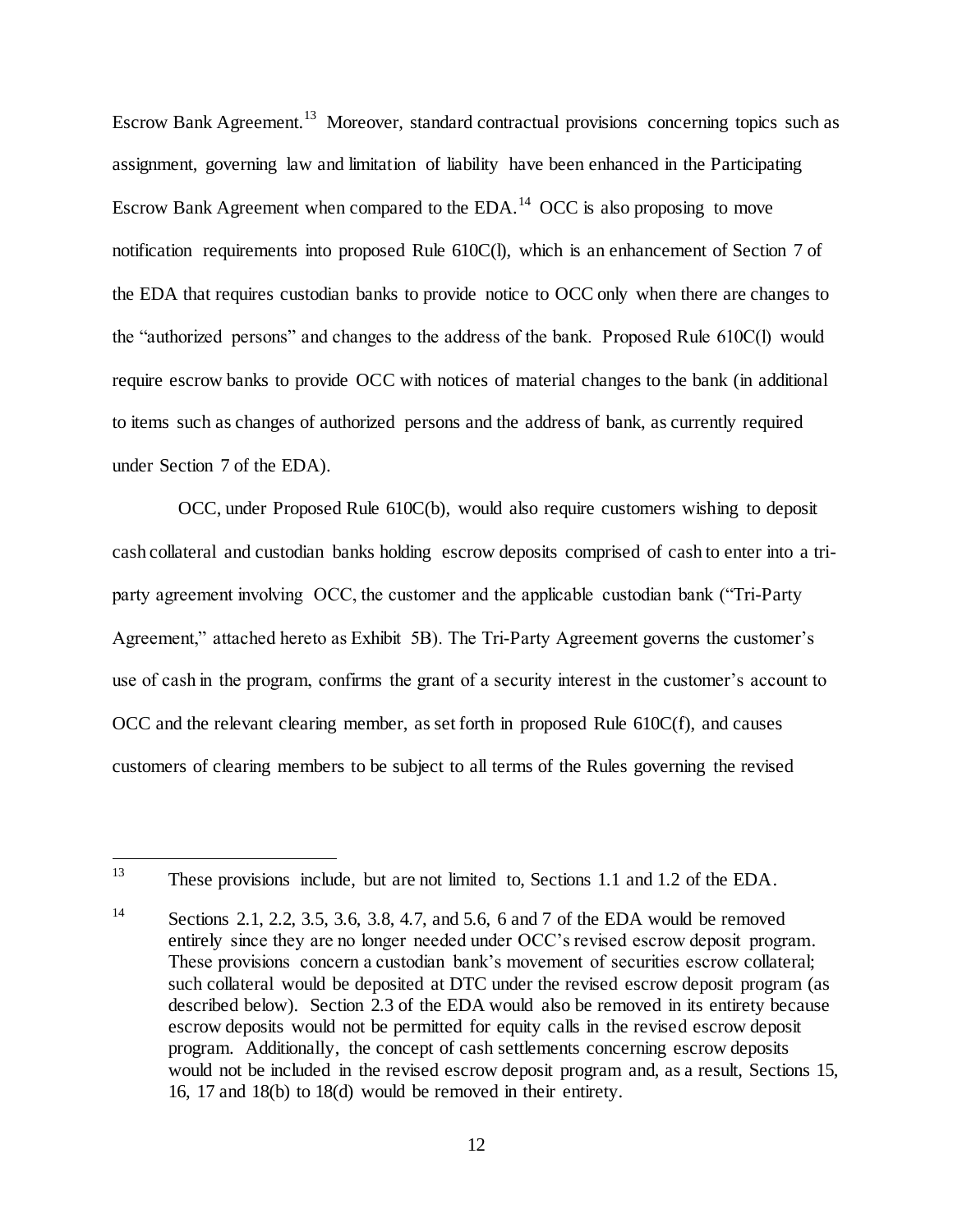Escrow Bank Agreement.[13] Moreover, standard contractual provisions concerning topics such as assignment, governing law and limitation of liability have been enhanced in the Participating Escrow Bank Agreement when compared to the EDA.[14] OCC is also proposing to move notification requirements into proposed Rule 610C(l), which is an enhancement of Section 7 of the EDA that requires custodian banks to provide notice to OCC only when there are changes to the "authorized persons" and changes to the address of the bank. Proposed Rule 610C(l) would require escrow banks to provide OCC with notices of material changes to the bank (in additional to items such as changes of authorized persons and the address of bank, as currently required under Section 7 of the EDA).

OCC, under Proposed Rule 610C(b), would also require customers wishing to deposit cash collateral and custodian banks holding escrow deposits comprised of cash to enter into a tri-party agreement involving OCC, the customer and the applicable custodian bank ("Tri-Party Agreement," attached hereto as Exhibit 5B). The Tri-Party Agreement governs the customer's use of cash in the program, confirms the grant of a security interest in the customer's account to OCC and the relevant clearing member, as set forth in proposed Rule 610C(f), and causes customers of clearing members to be subject to all terms of the Rules governing the revised

---

[13] These provisions include, but are not limited to, Sections 1.1 and 1.2 of the EDA.

[14] Sections 2.1, 2.2, 3.5, 3.6, 3.8, 4.7, and 5.6, 6 and 7 of the EDA would be removed entirely since they are no longer needed under OCC's revised escrow deposit program. These provisions concern a custodian bank's movement of securities escrow collateral; such collateral would be deposited at DTC under the revised escrow deposit program (as described below). Section 2.3 of the EDA would also be removed in its entirety because escrow deposits would not be permitted for equity calls in the revised escrow deposit program. Additionally, the concept of cash settlements concerning escrow deposits would not be included in the revised escrow deposit program and, as a result, Sections 15, 16, 17 and 18(b) to 18(d) would be removed in their entirety.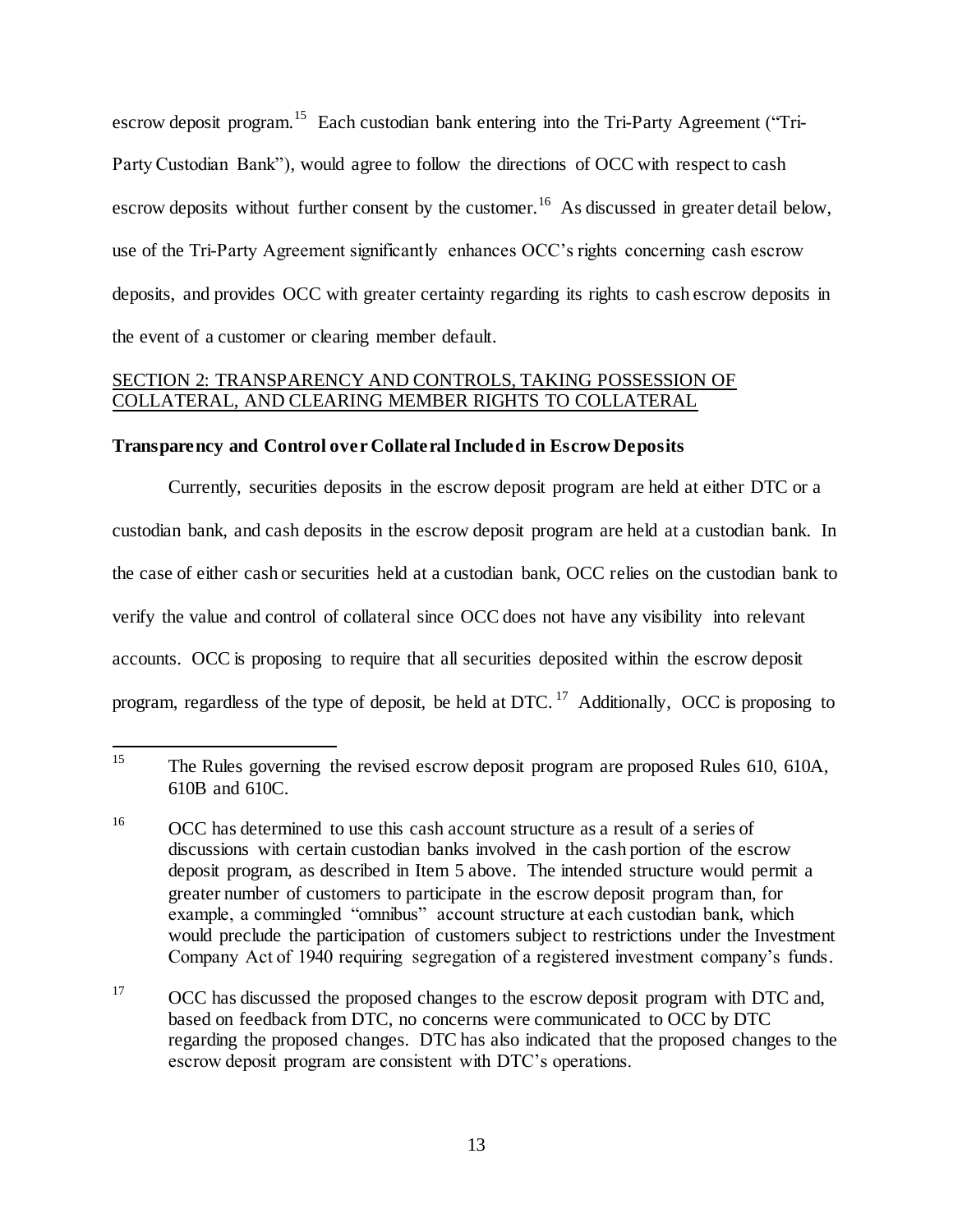escrow deposit program.[15] Each custodian bank entering into the Tri-Party Agreement ("Tri-Party Custodian Bank"), would agree to follow the directions of OCC with respect to cash escrow deposits without further consent by the customer.[16] As discussed in greater detail below, use of the Tri-Party Agreement significantly enhances OCC's rights concerning cash escrow deposits, and provides OCC with greater certainty regarding its rights to cash escrow deposits in the event of a customer or clearing member default.

## SECTION 2: TRANSPARENCY AND CONTROLS, TAKING POSSESSION OF COLLATERAL, AND CLEARING MEMBER RIGHTS TO COLLATERAL

### Transparency and Control over Collateral Included in Escrow Deposits

Currently, securities deposits in the escrow deposit program are held at either DTC or a custodian bank, and cash deposits in the escrow deposit program are held at a custodian bank. In the case of either cash or securities held at a custodian bank, OCC relies on the custodian bank to verify the value and control of collateral since OCC does not have any visibility into relevant accounts. OCC is proposing to require that all securities deposited within the escrow deposit program, regardless of the type of deposit, be held at DTC.[17] Additionally, OCC is proposing to

---

[15] The Rules governing the revised escrow deposit program are proposed Rules 610, 610A, 610B and 610C.

[16] OCC has determined to use this cash account structure as a result of a series of discussions with certain custodian banks involved in the cash portion of the escrow deposit program, as described in Item 5 above. The intended structure would permit a greater number of customers to participate in the escrow deposit program than, for example, a commingled "omnibus" account structure at each custodian bank, which would preclude the participation of customers subject to restrictions under the Investment Company Act of 1940 requiring segregation of a registered investment company's funds.

[17] OCC has discussed the proposed changes to the escrow deposit program with DTC and, based on feedback from DTC, no concerns were communicated to OCC by DTC regarding the proposed changes. DTC has also indicated that the proposed changes to the escrow deposit program are consistent with DTC's operations.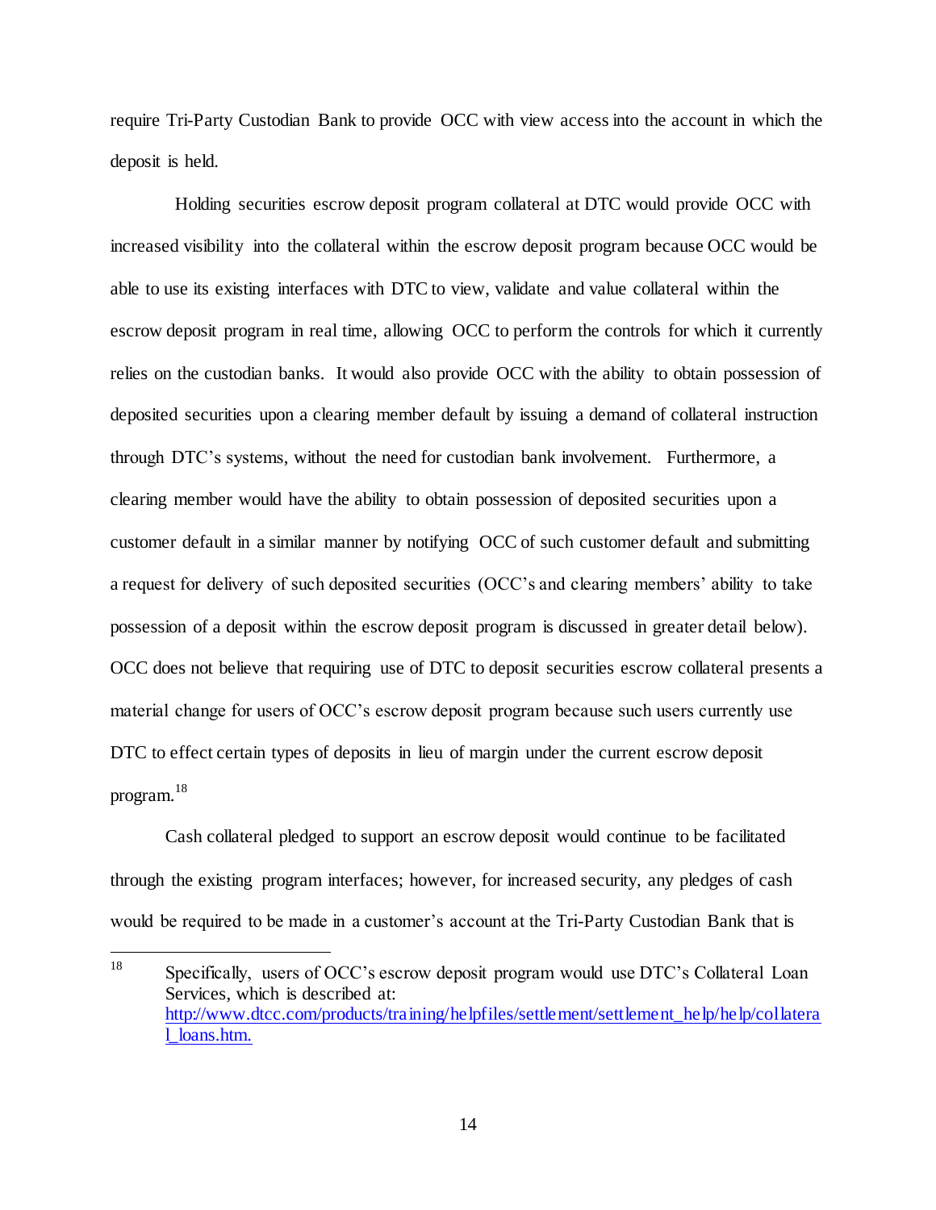require Tri-Party Custodian Bank to provide OCC with view access into the account in which the deposit is held.

Holding securities escrow deposit program collateral at DTC would provide OCC with increased visibility into the collateral within the escrow deposit program because OCC would be able to use its existing interfaces with DTC to view, validate and value collateral within the escrow deposit program in real time, allowing OCC to perform the controls for which it currently relies on the custodian banks. It would also provide OCC with the ability to obtain possession of deposited securities upon a clearing member default by issuing a demand of collateral instruction through DTC's systems, without the need for custodian bank involvement. Furthermore, a clearing member would have the ability to obtain possession of deposited securities upon a customer default in a similar manner by notifying OCC of such customer default and submitting a request for delivery of such deposited securities (OCC's and clearing members' ability to take possession of a deposit within the escrow deposit program is discussed in greater detail below). OCC does not believe that requiring use of DTC to deposit securities escrow collateral presents a material change for users of OCC's escrow deposit program because such users currently use DTC to effect certain types of deposits in lieu of margin under the current escrow deposit program.[18]

Cash collateral pledged to support an escrow deposit would continue to be facilitated through the existing program interfaces; however, for increased security, any pledges of cash would be required to be made in a customer's account at the Tri-Party Custodian Bank that is

---

[18] Specifically, users of OCC's escrow deposit program would use DTC's Collateral Loan Services, which is described at: http://www.dtcc.com/products/training/helpfiles/settlement/settlement_help/help/collateral_loans.htm.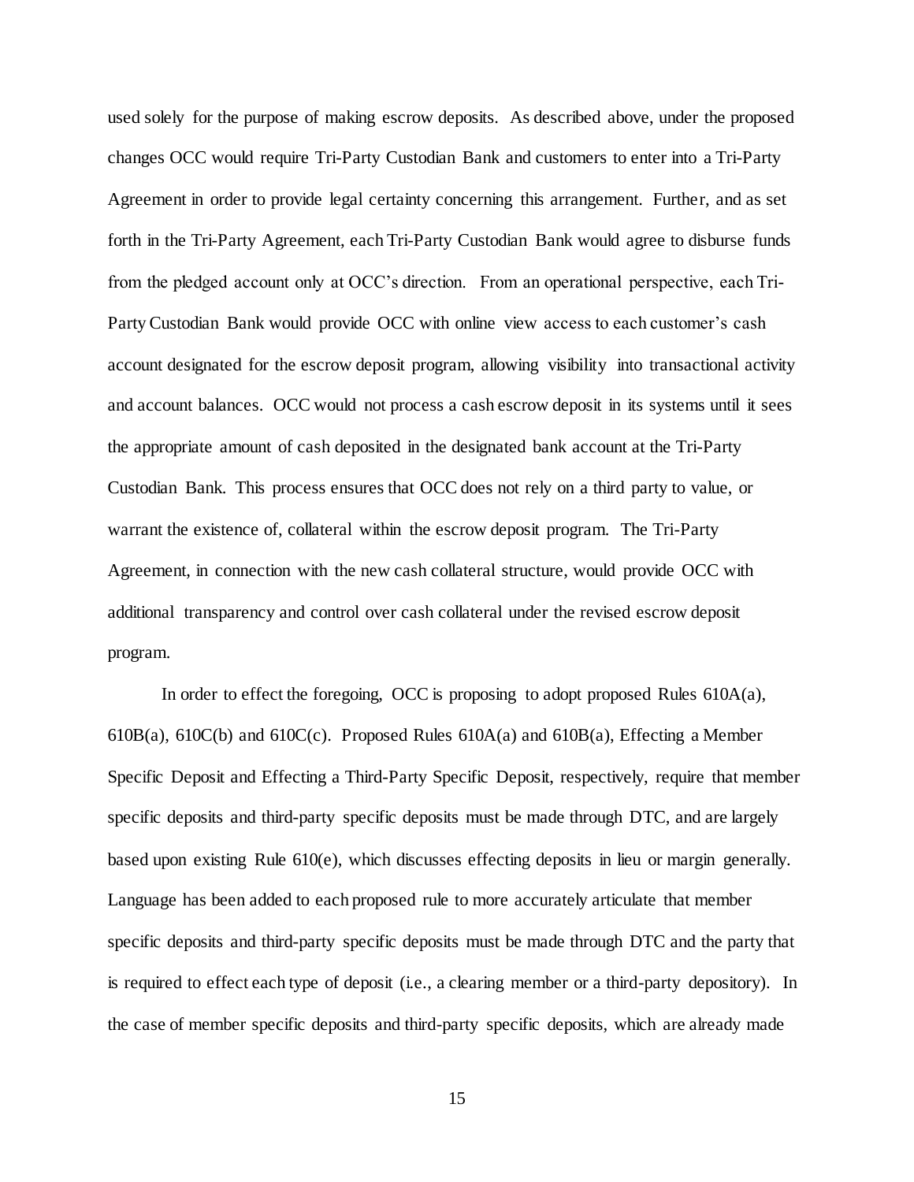used solely for the purpose of making escrow deposits. As described above, under the proposed changes OCC would require Tri-Party Custodian Bank and customers to enter into a Tri-Party Agreement in order to provide legal certainty concerning this arrangement. Further, and as set forth in the Tri-Party Agreement, each Tri-Party Custodian Bank would agree to disburse funds from the pledged account only at OCC's direction. From an operational perspective, each Tri-Party Custodian Bank would provide OCC with online view access to each customer's cash account designated for the escrow deposit program, allowing visibility into transactional activity and account balances. OCC would not process a cash escrow deposit in its systems until it sees the appropriate amount of cash deposited in the designated bank account at the Tri-Party Custodian Bank. This process ensures that OCC does not rely on a third party to value, or warrant the existence of, collateral within the escrow deposit program. The Tri-Party Agreement, in connection with the new cash collateral structure, would provide OCC with additional transparency and control over cash collateral under the revised escrow deposit program.

In order to effect the foregoing, OCC is proposing to adopt proposed Rules 610A(a), 610B(a), 610C(b) and 610C(c). Proposed Rules 610A(a) and 610B(a), Effecting a Member Specific Deposit and Effecting a Third-Party Specific Deposit, respectively, require that member specific deposits and third-party specific deposits must be made through DTC, and are largely based upon existing Rule 610(e), which discusses effecting deposits in lieu or margin generally. Language has been added to each proposed rule to more accurately articulate that member specific deposits and third-party specific deposits must be made through DTC and the party that is required to effect each type of deposit (i.e., a clearing member or a third-party depository). In the case of member specific deposits and third-party specific deposits, which are already made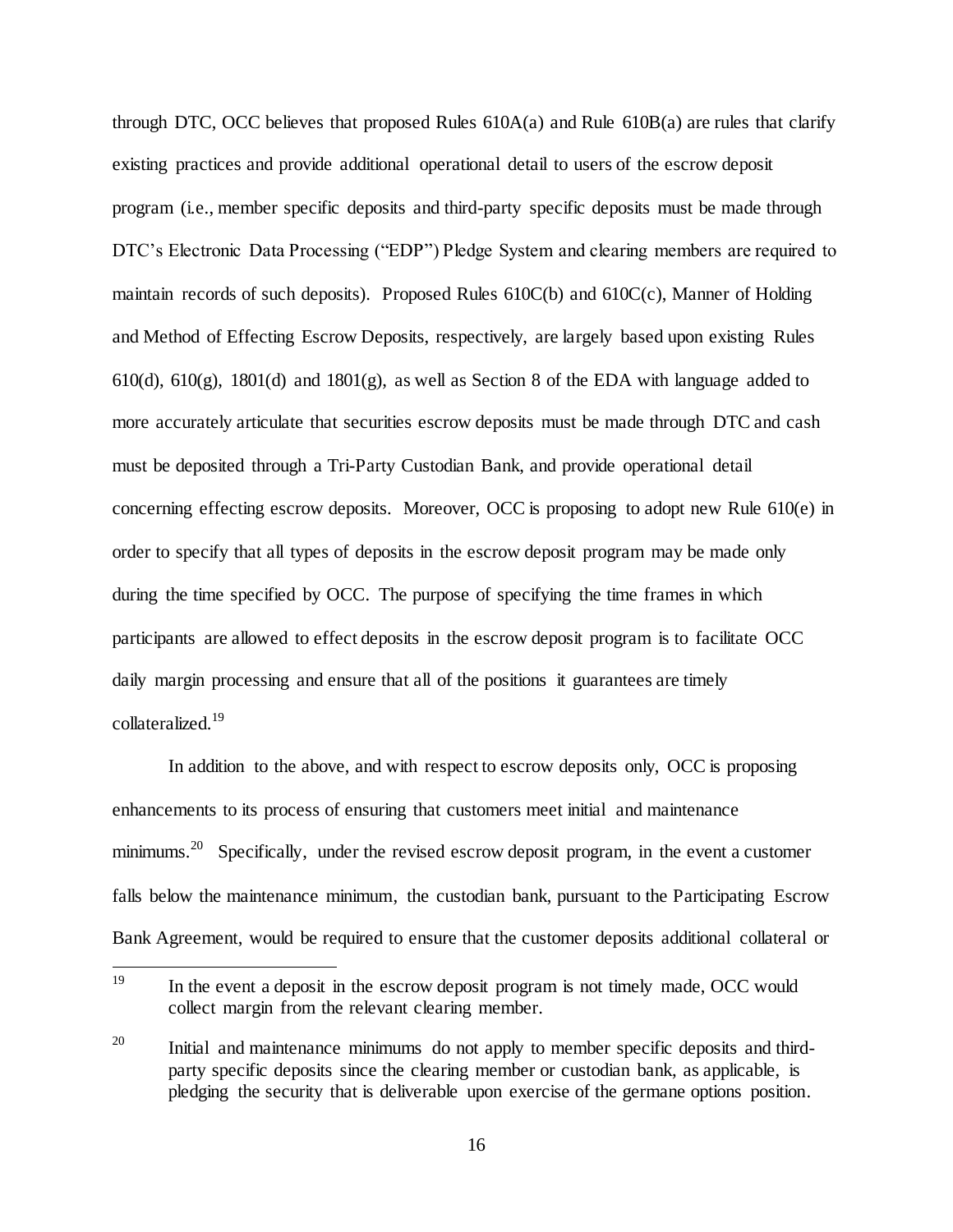through DTC, OCC believes that proposed Rules 610A(a) and Rule 610B(a) are rules that clarify existing practices and provide additional operational detail to users of the escrow deposit program (i.e., member specific deposits and third-party specific deposits must be made through DTC's Electronic Data Processing ("EDP") Pledge System and clearing members are required to maintain records of such deposits). Proposed Rules 610C(b) and 610C(c), Manner of Holding and Method of Effecting Escrow Deposits, respectively, are largely based upon existing Rules 610(d), 610(g), 1801(d) and 1801(g), as well as Section 8 of the EDA with language added to more accurately articulate that securities escrow deposits must be made through DTC and cash must be deposited through a Tri-Party Custodian Bank, and provide operational detail concerning effecting escrow deposits. Moreover, OCC is proposing to adopt new Rule 610(e) in order to specify that all types of deposits in the escrow deposit program may be made only during the time specified by OCC. The purpose of specifying the time frames in which participants are allowed to effect deposits in the escrow deposit program is to facilitate OCC daily margin processing and ensure that all of the positions it guarantees are timely collateralized.[19]

In addition to the above, and with respect to escrow deposits only, OCC is proposing enhancements to its process of ensuring that customers meet initial and maintenance minimums.[20] Specifically, under the revised escrow deposit program, in the event a customer falls below the maintenance minimum, the custodian bank, pursuant to the Participating Escrow Bank Agreement, would be required to ensure that the customer deposits additional collateral or

---

[19] In the event a deposit in the escrow deposit program is not timely made, OCC would collect margin from the relevant clearing member.

[20] Initial and maintenance minimums do not apply to member specific deposits and third-party specific deposits since the clearing member or custodian bank, as applicable, is pledging the security that is deliverable upon exercise of the germane options position.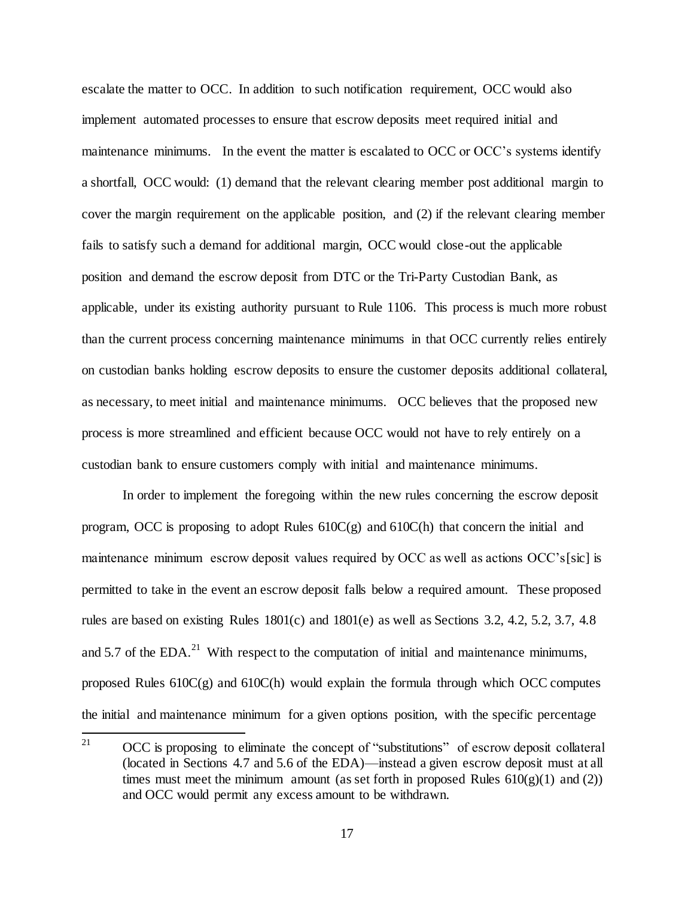escalate the matter to OCC. In addition to such notification requirement, OCC would also implement automated processes to ensure that escrow deposits meet required initial and maintenance minimums. In the event the matter is escalated to OCC or OCC's systems identify a shortfall, OCC would: (1) demand that the relevant clearing member post additional margin to cover the margin requirement on the applicable position, and (2) if the relevant clearing member fails to satisfy such a demand for additional margin, OCC would close-out the applicable position and demand the escrow deposit from DTC or the Tri-Party Custodian Bank, as applicable, under its existing authority pursuant to Rule 1106. This process is much more robust than the current process concerning maintenance minimums in that OCC currently relies entirely on custodian banks holding escrow deposits to ensure the customer deposits additional collateral, as necessary, to meet initial and maintenance minimums. OCC believes that the proposed new process is more streamlined and efficient because OCC would not have to rely entirely on a custodian bank to ensure customers comply with initial and maintenance minimums.

In order to implement the foregoing within the new rules concerning the escrow deposit program, OCC is proposing to adopt Rules 610C(g) and 610C(h) that concern the initial and maintenance minimum escrow deposit values required by OCC as well as actions OCC's[sic] is permitted to take in the event an escrow deposit falls below a required amount. These proposed rules are based on existing Rules 1801(c) and 1801(e) as well as Sections 3.2, 4.2, 5.2, 3.7, 4.8 and 5.7 of the EDA.[21] With respect to the computation of initial and maintenance minimums, proposed Rules 610C(g) and 610C(h) would explain the formula through which OCC computes the initial and maintenance minimum for a given options position, with the specific percentage

---

[21] OCC is proposing to eliminate the concept of "substitutions" of escrow deposit collateral (located in Sections 4.7 and 5.6 of the EDA)—instead a given escrow deposit must at all times must meet the minimum amount (as set forth in proposed Rules 610(g)(1) and (2)) and OCC would permit any excess amount to be withdrawn.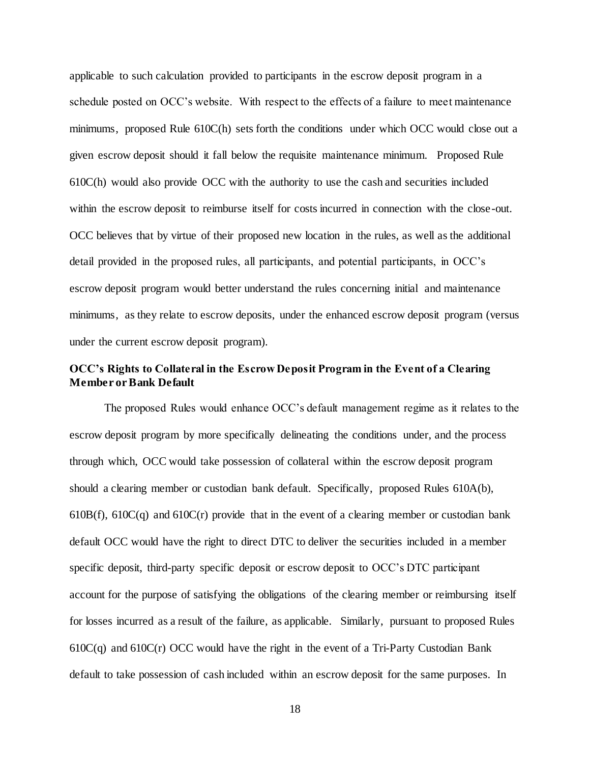applicable to such calculation provided to participants in the escrow deposit program in a schedule posted on OCC's website. With respect to the effects of a failure to meet maintenance minimums, proposed Rule 610C(h) sets forth the conditions under which OCC would close out a given escrow deposit should it fall below the requisite maintenance minimum. Proposed Rule 610C(h) would also provide OCC with the authority to use the cash and securities included within the escrow deposit to reimburse itself for costs incurred in connection with the close-out. OCC believes that by virtue of their proposed new location in the rules, as well as the additional detail provided in the proposed rules, all participants, and potential participants, in OCC's escrow deposit program would better understand the rules concerning initial and maintenance minimums, as they relate to escrow deposits, under the enhanced escrow deposit program (versus under the current escrow deposit program).

**OCC's Rights to Collateral in the Escrow Deposit Program in the Event of a Clearing Member or Bank Default**

The proposed Rules would enhance OCC's default management regime as it relates to the escrow deposit program by more specifically delineating the conditions under, and the process through which, OCC would take possession of collateral within the escrow deposit program should a clearing member or custodian bank default. Specifically, proposed Rules 610A(b), 610B(f), 610C(q) and 610C(r) provide that in the event of a clearing member or custodian bank default OCC would have the right to direct DTC to deliver the securities included in a member specific deposit, third-party specific deposit or escrow deposit to OCC's DTC participant account for the purpose of satisfying the obligations of the clearing member or reimbursing itself for losses incurred as a result of the failure, as applicable. Similarly, pursuant to proposed Rules 610C(q) and 610C(r) OCC would have the right in the event of a Tri-Party Custodian Bank default to take possession of cash included within an escrow deposit for the same purposes. In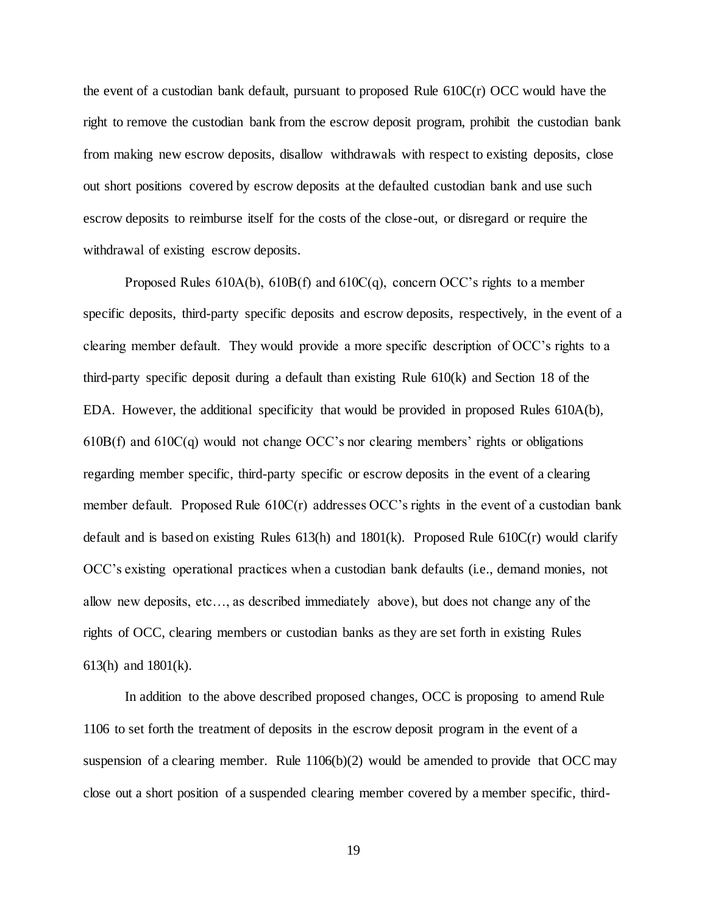the event of a custodian bank default, pursuant to proposed Rule 610C(r) OCC would have the right to remove the custodian bank from the escrow deposit program, prohibit the custodian bank from making new escrow deposits, disallow withdrawals with respect to existing deposits, close out short positions covered by escrow deposits at the defaulted custodian bank and use such escrow deposits to reimburse itself for the costs of the close-out, or disregard or require the withdrawal of existing escrow deposits.

Proposed Rules 610A(b), 610B(f) and 610C(q), concern OCC's rights to a member specific deposits, third-party specific deposits and escrow deposits, respectively, in the event of a clearing member default. They would provide a more specific description of OCC's rights to a third-party specific deposit during a default than existing Rule 610(k) and Section 18 of the EDA. However, the additional specificity that would be provided in proposed Rules 610A(b), 610B(f) and 610C(q) would not change OCC's nor clearing members' rights or obligations regarding member specific, third-party specific or escrow deposits in the event of a clearing member default. Proposed Rule 610C(r) addresses OCC's rights in the event of a custodian bank default and is based on existing Rules 613(h) and 1801(k). Proposed Rule 610C(r) would clarify OCC's existing operational practices when a custodian bank defaults (i.e., demand monies, not allow new deposits, etc…, as described immediately above), but does not change any of the rights of OCC, clearing members or custodian banks as they are set forth in existing Rules 613(h) and 1801(k).

In addition to the above described proposed changes, OCC is proposing to amend Rule 1106 to set forth the treatment of deposits in the escrow deposit program in the event of a suspension of a clearing member. Rule 1106(b)(2) would be amended to provide that OCC may close out a short position of a suspended clearing member covered by a member specific, third-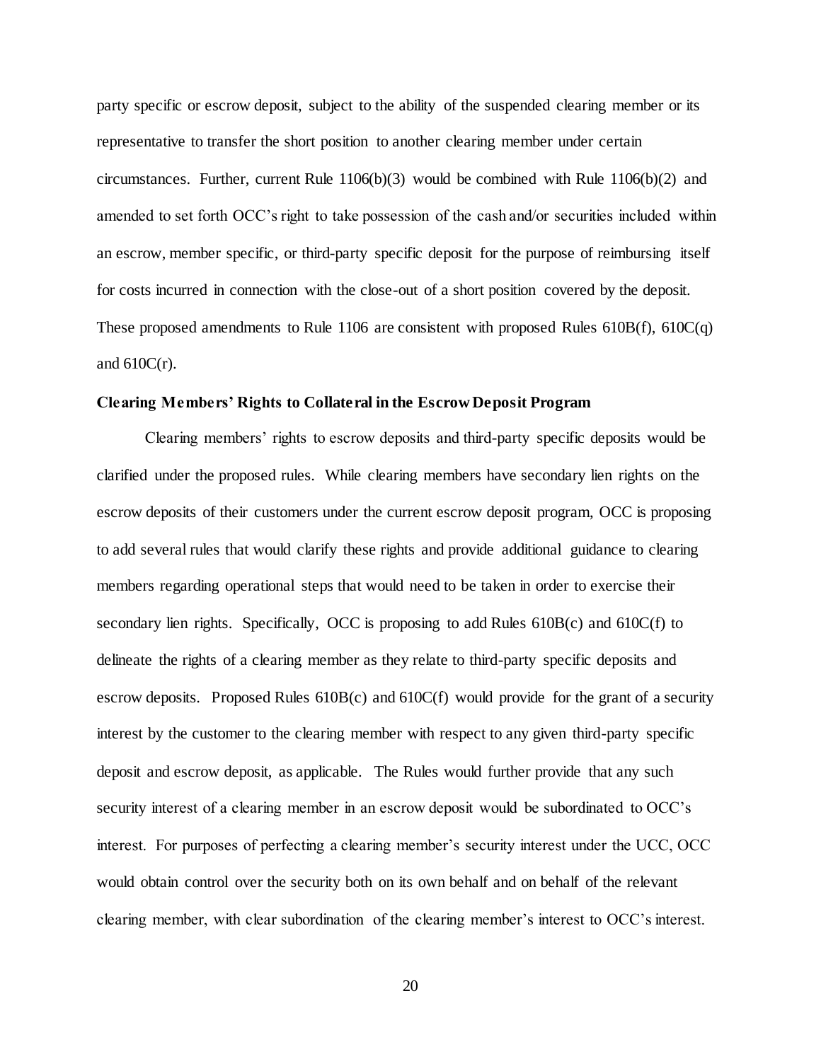party specific or escrow deposit, subject to the ability of the suspended clearing member or its representative to transfer the short position to another clearing member under certain circumstances. Further, current Rule 1106(b)(3) would be combined with Rule 1106(b)(2) and amended to set forth OCC's right to take possession of the cash and/or securities included within an escrow, member specific, or third-party specific deposit for the purpose of reimbursing itself for costs incurred in connection with the close-out of a short position covered by the deposit. These proposed amendments to Rule 1106 are consistent with proposed Rules 610B(f), 610C(q) and 610C(r).

**Clearing Members' Rights to Collateral in the Escrow Deposit Program**

Clearing members' rights to escrow deposits and third-party specific deposits would be clarified under the proposed rules. While clearing members have secondary lien rights on the escrow deposits of their customers under the current escrow deposit program, OCC is proposing to add several rules that would clarify these rights and provide additional guidance to clearing members regarding operational steps that would need to be taken in order to exercise their secondary lien rights. Specifically, OCC is proposing to add Rules 610B(c) and 610C(f) to delineate the rights of a clearing member as they relate to third-party specific deposits and escrow deposits. Proposed Rules 610B(c) and 610C(f) would provide for the grant of a security interest by the customer to the clearing member with respect to any given third-party specific deposit and escrow deposit, as applicable. The Rules would further provide that any such security interest of a clearing member in an escrow deposit would be subordinated to OCC's interest. For purposes of perfecting a clearing member's security interest under the UCC, OCC would obtain control over the security both on its own behalf and on behalf of the relevant clearing member, with clear subordination of the clearing member's interest to OCC's interest.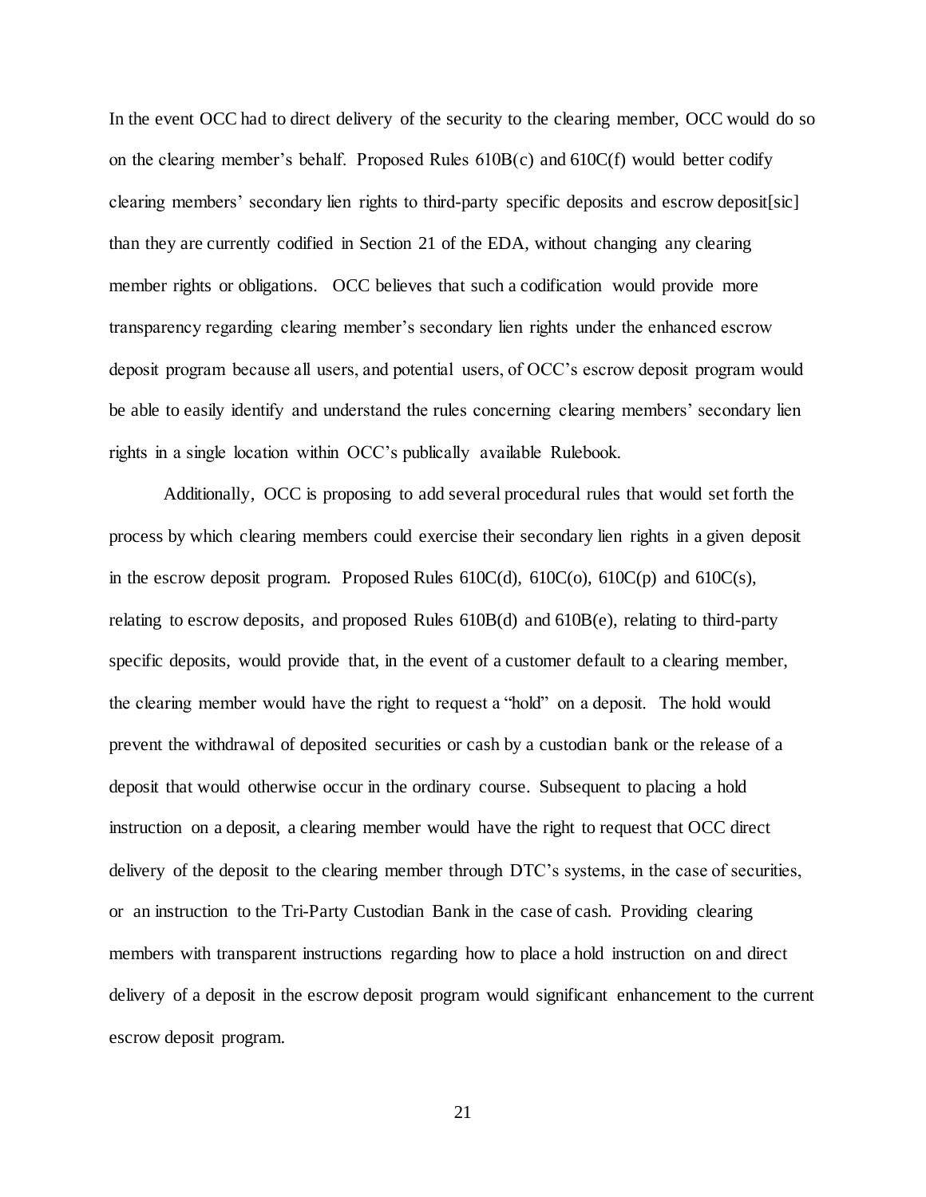In the event OCC had to direct delivery of the security to the clearing member, OCC would do so on the clearing member's behalf. Proposed Rules 610B(c) and 610C(f) would better codify clearing members' secondary lien rights to third-party specific deposits and escrow deposit[sic] than they are currently codified in Section 21 of the EDA, without changing any clearing member rights or obligations. OCC believes that such a codification would provide more transparency regarding clearing member's secondary lien rights under the enhanced escrow deposit program because all users, and potential users, of OCC's escrow deposit program would be able to easily identify and understand the rules concerning clearing members' secondary lien rights in a single location within OCC's publically available Rulebook.

Additionally, OCC is proposing to add several procedural rules that would set forth the process by which clearing members could exercise their secondary lien rights in a given deposit in the escrow deposit program. Proposed Rules 610C(d), 610C(o), 610C(p) and 610C(s), relating to escrow deposits, and proposed Rules 610B(d) and 610B(e), relating to third-party specific deposits, would provide that, in the event of a customer default to a clearing member, the clearing member would have the right to request a "hold" on a deposit. The hold would prevent the withdrawal of deposited securities or cash by a custodian bank or the release of a deposit that would otherwise occur in the ordinary course. Subsequent to placing a hold instruction on a deposit, a clearing member would have the right to request that OCC direct delivery of the deposit to the clearing member through DTC's systems, in the case of securities, or an instruction to the Tri-Party Custodian Bank in the case of cash. Providing clearing members with transparent instructions regarding how to place a hold instruction on and direct delivery of a deposit in the escrow deposit program would significant enhancement to the current escrow deposit program.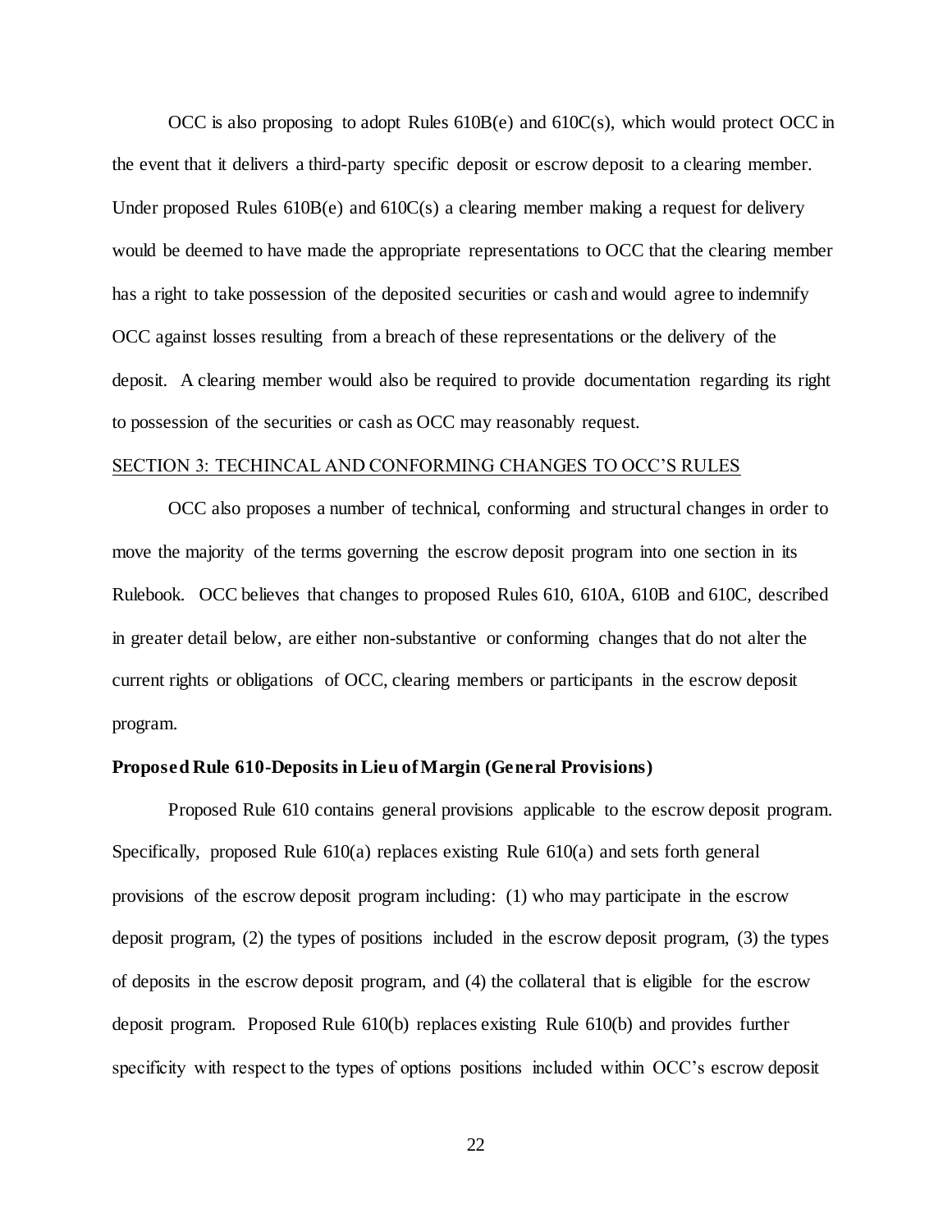OCC is also proposing to adopt Rules 610B(e) and 610C(s), which would protect OCC in the event that it delivers a third-party specific deposit or escrow deposit to a clearing member. Under proposed Rules 610B(e) and 610C(s) a clearing member making a request for delivery would be deemed to have made the appropriate representations to OCC that the clearing member has a right to take possession of the deposited securities or cash and would agree to indemnify OCC against losses resulting from a breach of these representations or the delivery of the deposit. A clearing member would also be required to provide documentation regarding its right to possession of the securities or cash as OCC may reasonably request.

SECTION 3: TECHINCAL AND CONFORMING CHANGES TO OCC'S RULES

OCC also proposes a number of technical, conforming and structural changes in order to move the majority of the terms governing the escrow deposit program into one section in its Rulebook. OCC believes that changes to proposed Rules 610, 610A, 610B and 610C, described in greater detail below, are either non-substantive or conforming changes that do not alter the current rights or obligations of OCC, clearing members or participants in the escrow deposit program.

**Proposed Rule 610-Deposits in Lieu of Margin (General Provisions)**

Proposed Rule 610 contains general provisions applicable to the escrow deposit program. Specifically, proposed Rule 610(a) replaces existing Rule 610(a) and sets forth general provisions of the escrow deposit program including: (1) who may participate in the escrow deposit program, (2) the types of positions included in the escrow deposit program, (3) the types of deposits in the escrow deposit program, and (4) the collateral that is eligible for the escrow deposit program. Proposed Rule 610(b) replaces existing Rule 610(b) and provides further specificity with respect to the types of options positions included within OCC's escrow deposit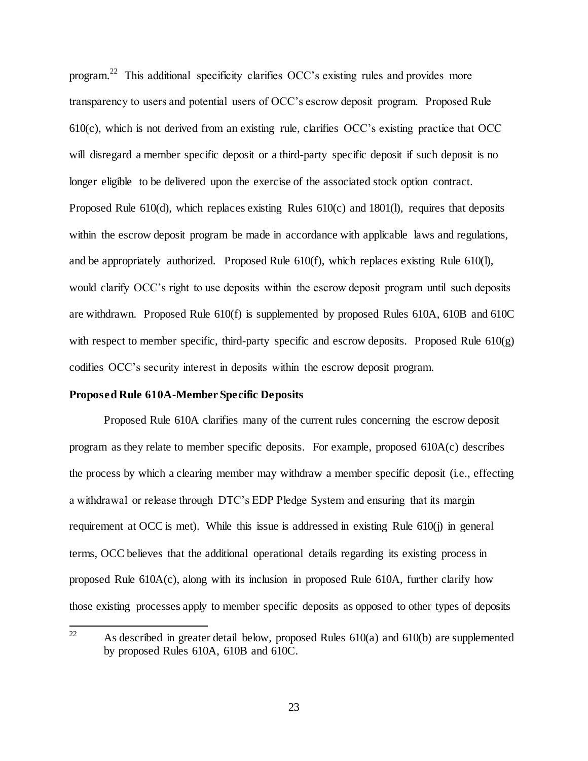program.[22] This additional specificity clarifies OCC's existing rules and provides more transparency to users and potential users of OCC's escrow deposit program. Proposed Rule 610(c), which is not derived from an existing rule, clarifies OCC's existing practice that OCC will disregard a member specific deposit or a third-party specific deposit if such deposit is no longer eligible to be delivered upon the exercise of the associated stock option contract. Proposed Rule 610(d), which replaces existing Rules 610(c) and 1801(l), requires that deposits within the escrow deposit program be made in accordance with applicable laws and regulations, and be appropriately authorized. Proposed Rule 610(f), which replaces existing Rule 610(l), would clarify OCC's right to use deposits within the escrow deposit program until such deposits are withdrawn. Proposed Rule 610(f) is supplemented by proposed Rules 610A, 610B and 610C with respect to member specific, third-party specific and escrow deposits. Proposed Rule 610(g) codifies OCC's security interest in deposits within the escrow deposit program.

**Proposed Rule 610A-Member Specific Deposits**

Proposed Rule 610A clarifies many of the current rules concerning the escrow deposit program as they relate to member specific deposits. For example, proposed 610A(c) describes the process by which a clearing member may withdraw a member specific deposit (i.e., effecting a withdrawal or release through DTC's EDP Pledge System and ensuring that its margin requirement at OCC is met). While this issue is addressed in existing Rule 610(j) in general terms, OCC believes that the additional operational details regarding its existing process in proposed Rule 610A(c), along with its inclusion in proposed Rule 610A, further clarify how those existing processes apply to member specific deposits as opposed to other types of deposits

[22] As described in greater detail below, proposed Rules 610(a) and 610(b) are supplemented by proposed Rules 610A, 610B and 610C.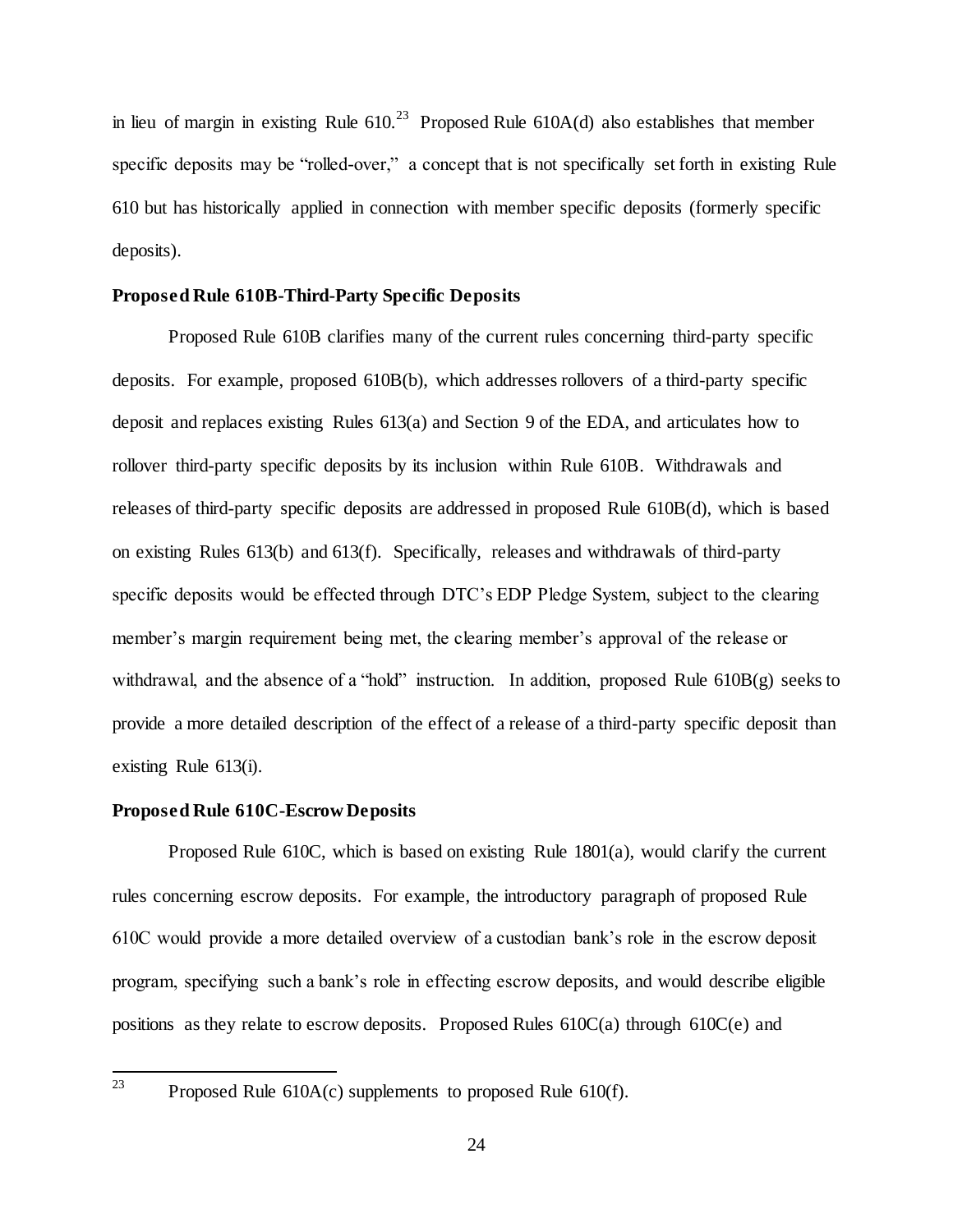in lieu of margin in existing Rule 610.[23] Proposed Rule 610A(d) also establishes that member specific deposits may be "rolled-over," a concept that is not specifically set forth in existing Rule 610 but has historically applied in connection with member specific deposits (formerly specific deposits).

**Proposed Rule 610B-Third-Party Specific Deposits**

Proposed Rule 610B clarifies many of the current rules concerning third-party specific deposits. For example, proposed 610B(b), which addresses rollovers of a third-party specific deposit and replaces existing Rules 613(a) and Section 9 of the EDA, and articulates how to rollover third-party specific deposits by its inclusion within Rule 610B. Withdrawals and releases of third-party specific deposits are addressed in proposed Rule 610B(d), which is based on existing Rules 613(b) and 613(f). Specifically, releases and withdrawals of third-party specific deposits would be effected through DTC's EDP Pledge System, subject to the clearing member's margin requirement being met, the clearing member's approval of the release or withdrawal, and the absence of a "hold" instruction. In addition, proposed Rule 610B(g) seeks to provide a more detailed description of the effect of a release of a third-party specific deposit than existing Rule 613(i).

**Proposed Rule 610C-Escrow Deposits**

Proposed Rule 610C, which is based on existing Rule 1801(a), would clarify the current rules concerning escrow deposits. For example, the introductory paragraph of proposed Rule 610C would provide a more detailed overview of a custodian bank's role in the escrow deposit program, specifying such a bank's role in effecting escrow deposits, and would describe eligible positions as they relate to escrow deposits. Proposed Rules 610C(a) through 610C(e) and

[23] Proposed Rule 610A(c) supplements to proposed Rule 610(f).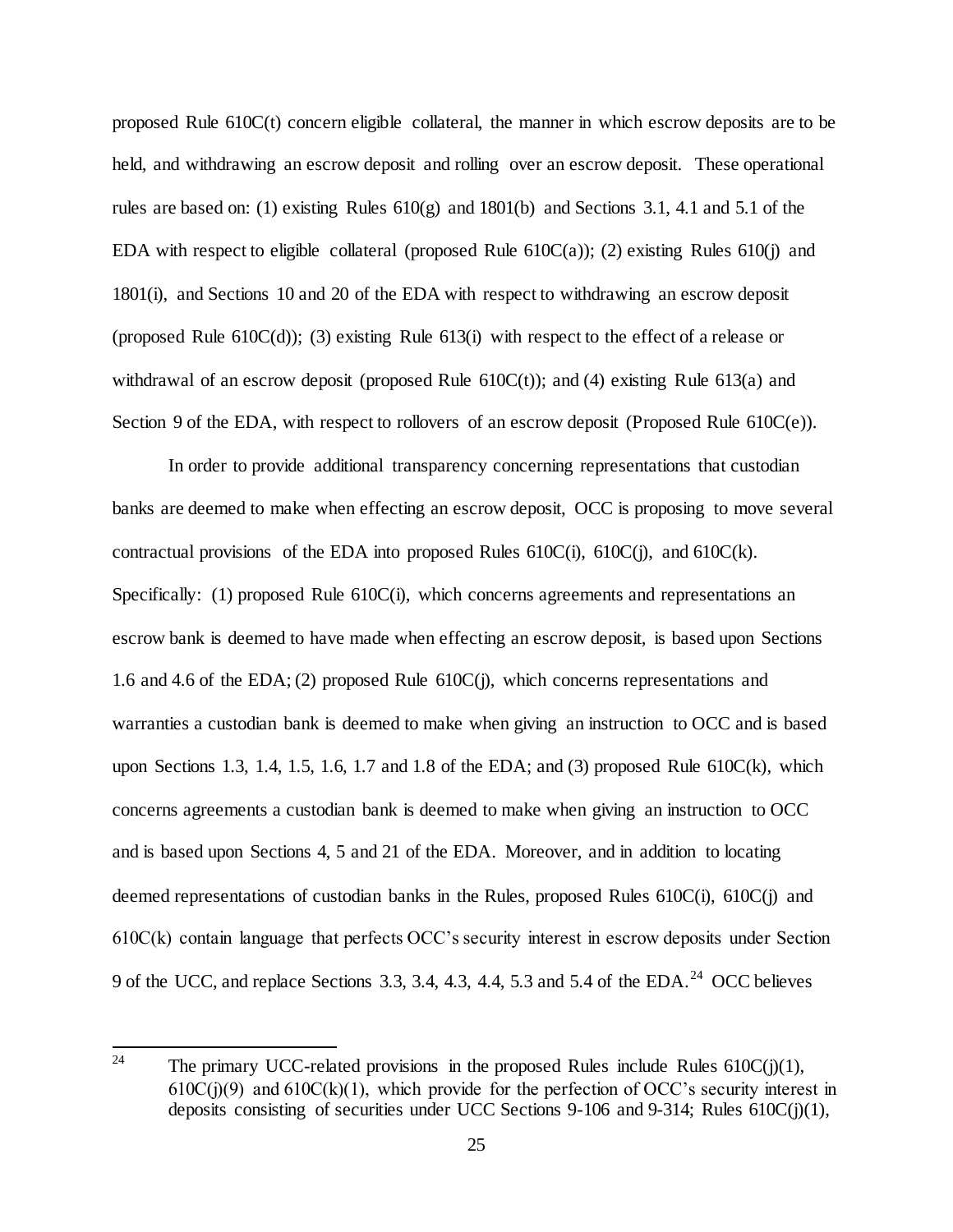proposed Rule 610C(t) concern eligible collateral, the manner in which escrow deposits are to be held, and withdrawing an escrow deposit and rolling over an escrow deposit. These operational rules are based on: (1) existing Rules 610(g) and 1801(b) and Sections 3.1, 4.1 and 5.1 of the EDA with respect to eligible collateral (proposed Rule 610C(a)); (2) existing Rules 610(j) and 1801(i), and Sections 10 and 20 of the EDA with respect to withdrawing an escrow deposit (proposed Rule 610C(d)); (3) existing Rule 613(i) with respect to the effect of a release or withdrawal of an escrow deposit (proposed Rule 610C(t)); and (4) existing Rule 613(a) and Section 9 of the EDA, with respect to rollovers of an escrow deposit (Proposed Rule 610C(e)).

In order to provide additional transparency concerning representations that custodian banks are deemed to make when effecting an escrow deposit, OCC is proposing to move several contractual provisions of the EDA into proposed Rules 610C(i), 610C(j), and 610C(k). Specifically: (1) proposed Rule 610C(i), which concerns agreements and representations an escrow bank is deemed to have made when effecting an escrow deposit, is based upon Sections 1.6 and 4.6 of the EDA; (2) proposed Rule 610C(j), which concerns representations and warranties a custodian bank is deemed to make when giving an instruction to OCC and is based upon Sections 1.3, 1.4, 1.5, 1.6, 1.7 and 1.8 of the EDA; and (3) proposed Rule 610C(k), which concerns agreements a custodian bank is deemed to make when giving an instruction to OCC and is based upon Sections 4, 5 and 21 of the EDA. Moreover, and in addition to locating deemed representations of custodian banks in the Rules, proposed Rules 610C(i), 610C(j) and 610C(k) contain language that perfects OCC's security interest in escrow deposits under Section 9 of the UCC, and replace Sections 3.3, 3.4, 4.3, 4.4, 5.3 and 5.4 of the EDA.[24] OCC believes

---

[24] The primary UCC-related provisions in the proposed Rules include Rules 610C(j)(1), 610C(j)(9) and 610C(k)(1), which provide for the perfection of OCC's security interest in deposits consisting of securities under UCC Sections 9-106 and 9-314; Rules 610C(j)(1),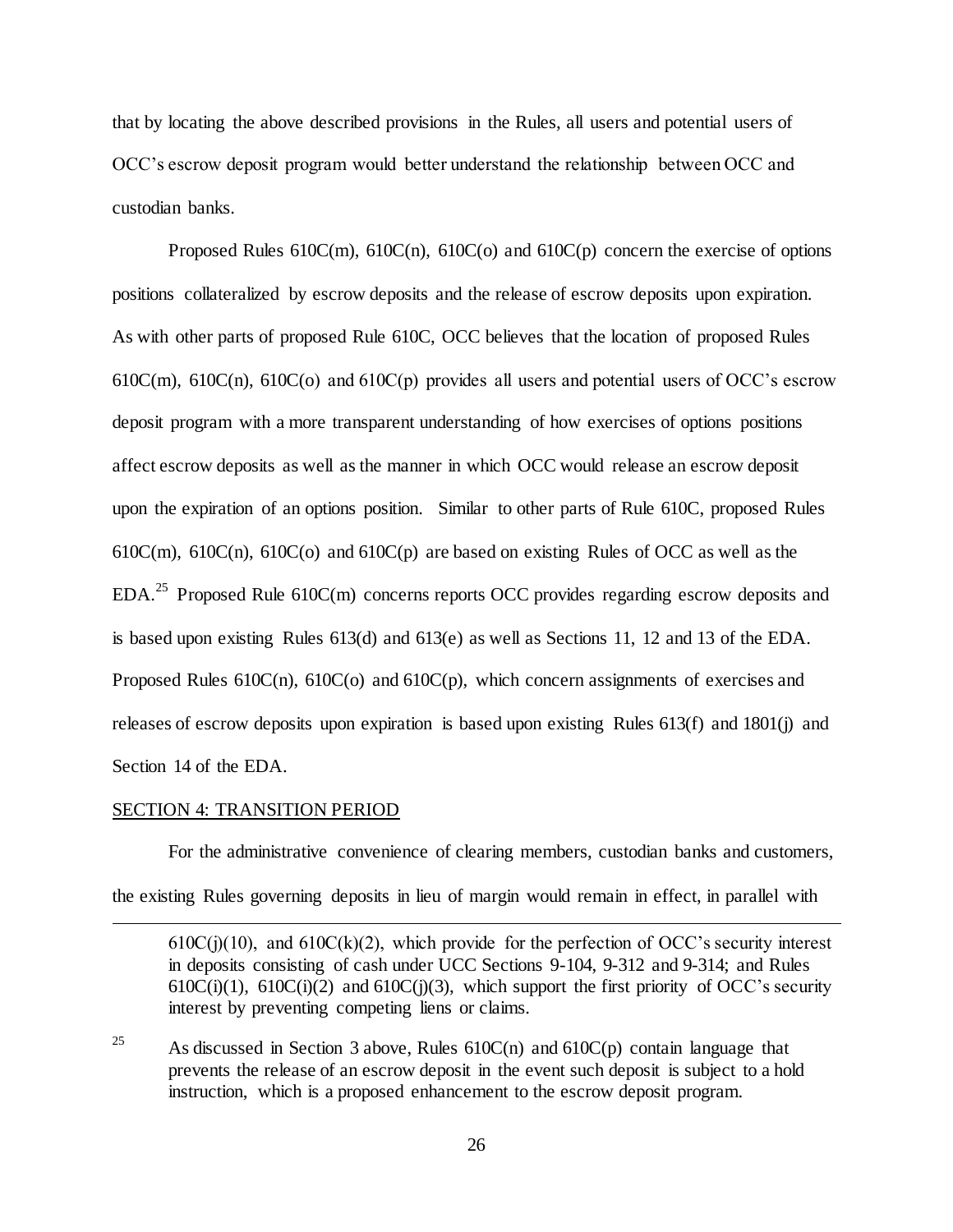that by locating the above described provisions in the Rules, all users and potential users of OCC's escrow deposit program would better understand the relationship between OCC and custodian banks.

Proposed Rules 610C(m), 610C(n), 610C(o) and 610C(p) concern the exercise of options positions collateralized by escrow deposits and the release of escrow deposits upon expiration. As with other parts of proposed Rule 610C, OCC believes that the location of proposed Rules 610C(m), 610C(n), 610C(o) and 610C(p) provides all users and potential users of OCC's escrow deposit program with a more transparent understanding of how exercises of options positions affect escrow deposits as well as the manner in which OCC would release an escrow deposit upon the expiration of an options position. Similar to other parts of Rule 610C, proposed Rules 610C(m), 610C(n), 610C(o) and 610C(p) are based on existing Rules of OCC as well as the EDA.[25] Proposed Rule 610C(m) concerns reports OCC provides regarding escrow deposits and is based upon existing Rules 613(d) and 613(e) as well as Sections 11, 12 and 13 of the EDA. Proposed Rules 610C(n), 610C(o) and 610C(p), which concern assignments of exercises and releases of escrow deposits upon expiration is based upon existing Rules 613(f) and 1801(j) and Section 14 of the EDA.

SECTION 4: TRANSITION PERIOD

For the administrative convenience of clearing members, custodian banks and customers, the existing Rules governing deposits in lieu of margin would remain in effect, in parallel with

---

610C(j)(10), and 610C(k)(2), which provide for the perfection of OCC's security interest in deposits consisting of cash under UCC Sections 9-104, 9-312 and 9-314; and Rules 610C(i)(1), 610C(i)(2) and 610C(j)(3), which support the first priority of OCC's security interest by preventing competing liens or claims.

[25] As discussed in Section 3 above, Rules 610C(n) and 610C(p) contain language that prevents the release of an escrow deposit in the event such deposit is subject to a hold instruction, which is a proposed enhancement to the escrow deposit program.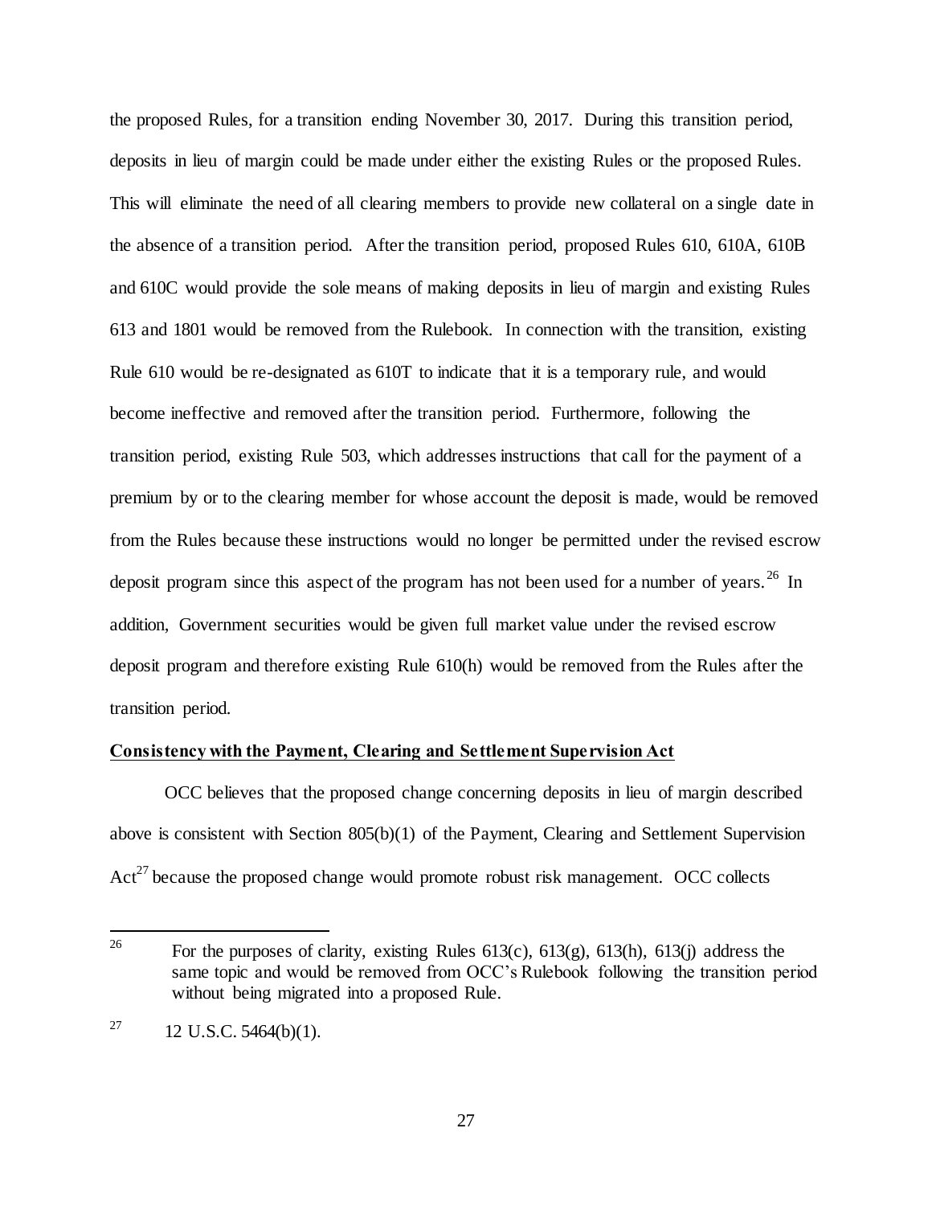the proposed Rules, for a transition ending November 30, 2017. During this transition period, deposits in lieu of margin could be made under either the existing Rules or the proposed Rules. This will eliminate the need of all clearing members to provide new collateral on a single date in the absence of a transition period. After the transition period, proposed Rules 610, 610A, 610B and 610C would provide the sole means of making deposits in lieu of margin and existing Rules 613 and 1801 would be removed from the Rulebook. In connection with the transition, existing Rule 610 would be re-designated as 610T to indicate that it is a temporary rule, and would become ineffective and removed after the transition period. Furthermore, following the transition period, existing Rule 503, which addresses instructions that call for the payment of a premium by or to the clearing member for whose account the deposit is made, would be removed from the Rules because these instructions would no longer be permitted under the revised escrow deposit program since this aspect of the program has not been used for a number of years.[26] In addition, Government securities would be given full market value under the revised escrow deposit program and therefore existing Rule 610(h) would be removed from the Rules after the transition period.

**Consistency with the Payment, Clearing and Settlement Supervision Act**

OCC believes that the proposed change concerning deposits in lieu of margin described above is consistent with Section 805(b)(1) of the Payment, Clearing and Settlement Supervision Act[27] because the proposed change would promote robust risk management. OCC collects

---

[26] For the purposes of clarity, existing Rules 613(c), 613(g), 613(h), 613(j) address the same topic and would be removed from OCC's Rulebook following the transition period without being migrated into a proposed Rule.

[27] 12 U.S.C. 5464(b)(1).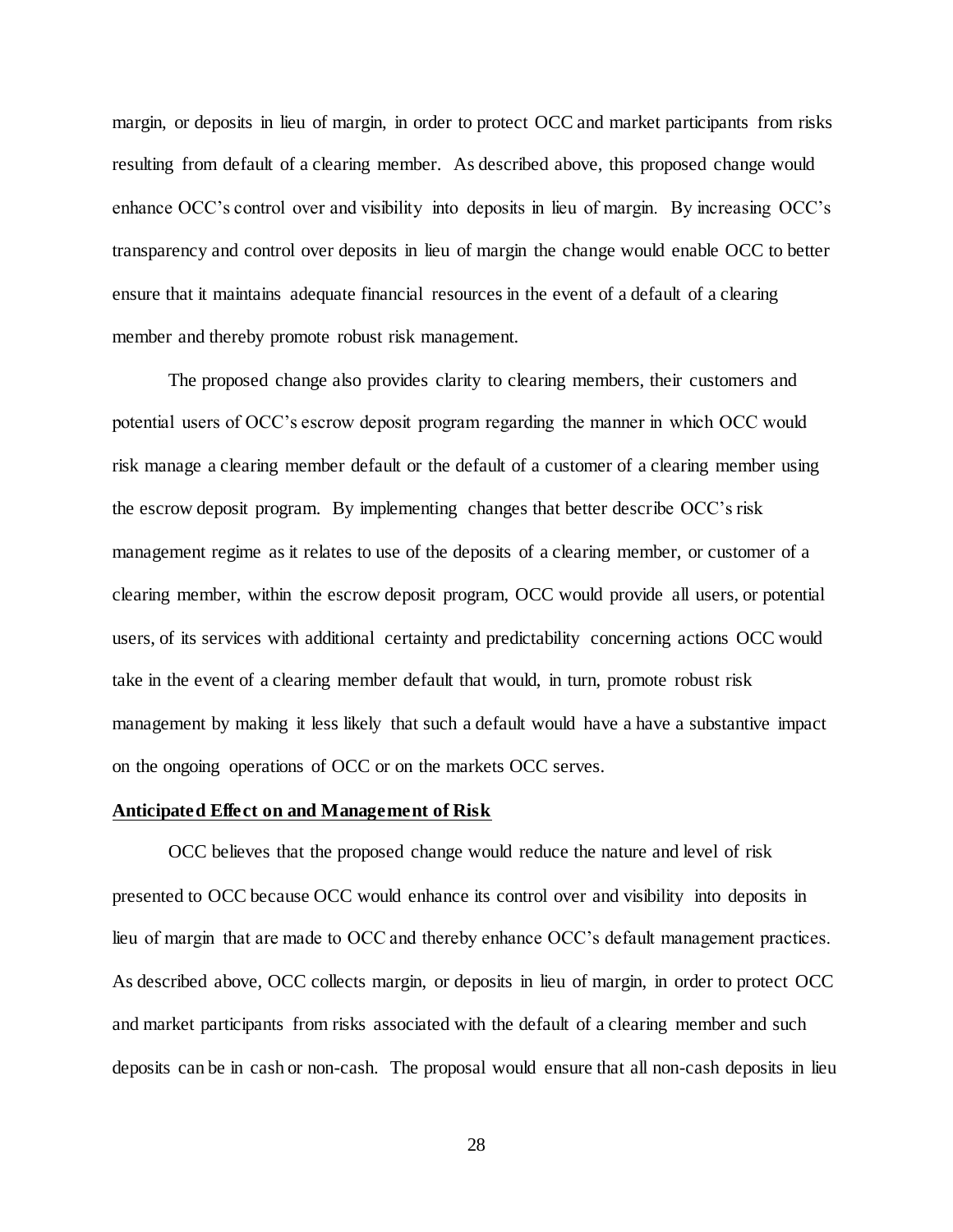margin, or deposits in lieu of margin, in order to protect OCC and market participants from risks resulting from default of a clearing member. As described above, this proposed change would enhance OCC's control over and visibility into deposits in lieu of margin. By increasing OCC's transparency and control over deposits in lieu of margin the change would enable OCC to better ensure that it maintains adequate financial resources in the event of a default of a clearing member and thereby promote robust risk management.

The proposed change also provides clarity to clearing members, their customers and potential users of OCC's escrow deposit program regarding the manner in which OCC would risk manage a clearing member default or the default of a customer of a clearing member using the escrow deposit program. By implementing changes that better describe OCC's risk management regime as it relates to use of the deposits of a clearing member, or customer of a clearing member, within the escrow deposit program, OCC would provide all users, or potential users, of its services with additional certainty and predictability concerning actions OCC would take in the event of a clearing member default that would, in turn, promote robust risk management by making it less likely that such a default would have a have a substantive impact on the ongoing operations of OCC or on the markets OCC serves.

**Anticipated Effect on and Management of Risk**

OCC believes that the proposed change would reduce the nature and level of risk presented to OCC because OCC would enhance its control over and visibility into deposits in lieu of margin that are made to OCC and thereby enhance OCC's default management practices. As described above, OCC collects margin, or deposits in lieu of margin, in order to protect OCC and market participants from risks associated with the default of a clearing member and such deposits can be in cash or non-cash. The proposal would ensure that all non-cash deposits in lieu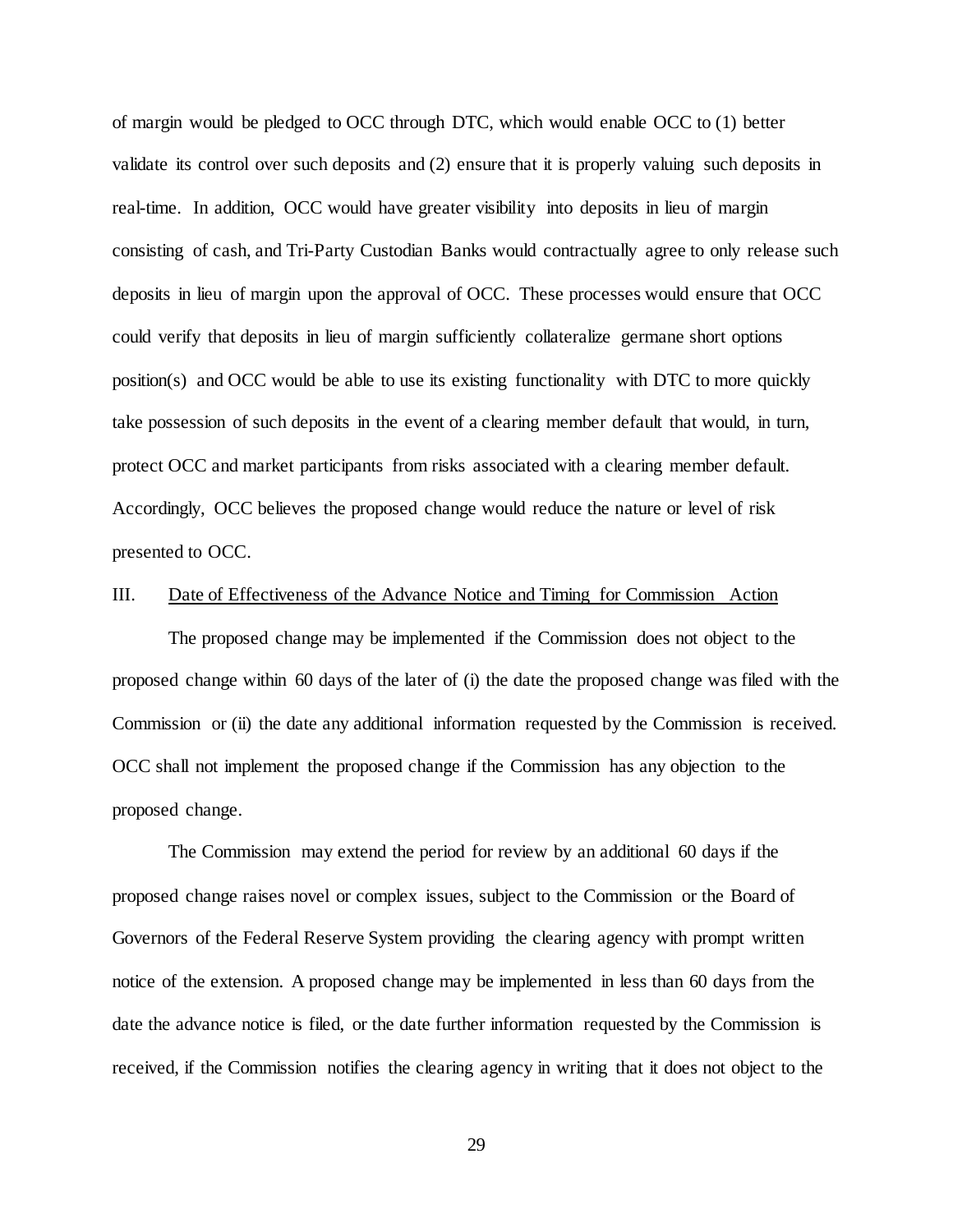of margin would be pledged to OCC through DTC, which would enable OCC to (1) better validate its control over such deposits and (2) ensure that it is properly valuing such deposits in real-time. In addition, OCC would have greater visibility into deposits in lieu of margin consisting of cash, and Tri-Party Custodian Banks would contractually agree to only release such deposits in lieu of margin upon the approval of OCC. These processes would ensure that OCC could verify that deposits in lieu of margin sufficiently collateralize germane short options position(s) and OCC would be able to use its existing functionality with DTC to more quickly take possession of such deposits in the event of a clearing member default that would, in turn, protect OCC and market participants from risks associated with a clearing member default. Accordingly, OCC believes the proposed change would reduce the nature or level of risk presented to OCC.

## III. Date of Effectiveness of the Advance Notice and Timing for Commission Action

The proposed change may be implemented if the Commission does not object to the proposed change within 60 days of the later of (i) the date the proposed change was filed with the Commission or (ii) the date any additional information requested by the Commission is received. OCC shall not implement the proposed change if the Commission has any objection to the proposed change.

The Commission may extend the period for review by an additional 60 days if the proposed change raises novel or complex issues, subject to the Commission or the Board of Governors of the Federal Reserve System providing the clearing agency with prompt written notice of the extension. A proposed change may be implemented in less than 60 days from the date the advance notice is filed, or the date further information requested by the Commission is received, if the Commission notifies the clearing agency in writing that it does not object to the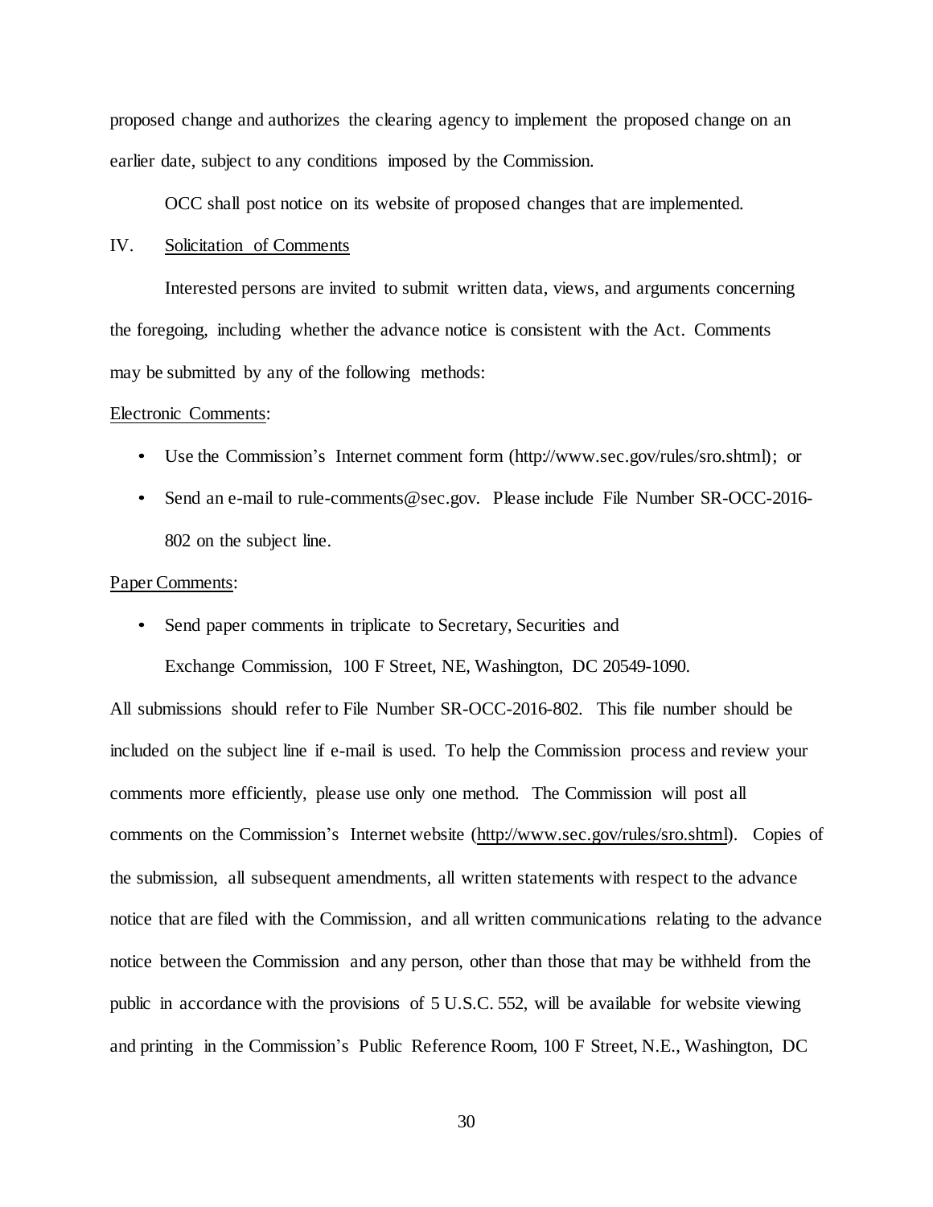proposed change and authorizes the clearing agency to implement the proposed change on an earlier date, subject to any conditions imposed by the Commission.

OCC shall post notice on its website of proposed changes that are implemented.

## IV. Solicitation of Comments

Interested persons are invited to submit written data, views, and arguments concerning the foregoing, including whether the advance notice is consistent with the Act. Comments may be submitted by any of the following methods:

Electronic Comments:

- Use the Commission's Internet comment form (http://www.sec.gov/rules/sro.shtml); or
- Send an e-mail to rule-comments@sec.gov. Please include File Number SR-OCC-2016-802 on the subject line.

Paper Comments:

- Send paper comments in triplicate to Secretary, Securities and Exchange Commission, 100 F Street, NE, Washington, DC 20549-1090.

All submissions should refer to File Number SR-OCC-2016-802. This file number should be included on the subject line if e-mail is used. To help the Commission process and review your comments more efficiently, please use only one method. The Commission will post all comments on the Commission's Internet website (http://www.sec.gov/rules/sro.shtml). Copies of the submission, all subsequent amendments, all written statements with respect to the advance notice that are filed with the Commission, and all written communications relating to the advance notice between the Commission and any person, other than those that may be withheld from the public in accordance with the provisions of 5 U.S.C. 552, will be available for website viewing and printing in the Commission's Public Reference Room, 100 F Street, N.E., Washington, DC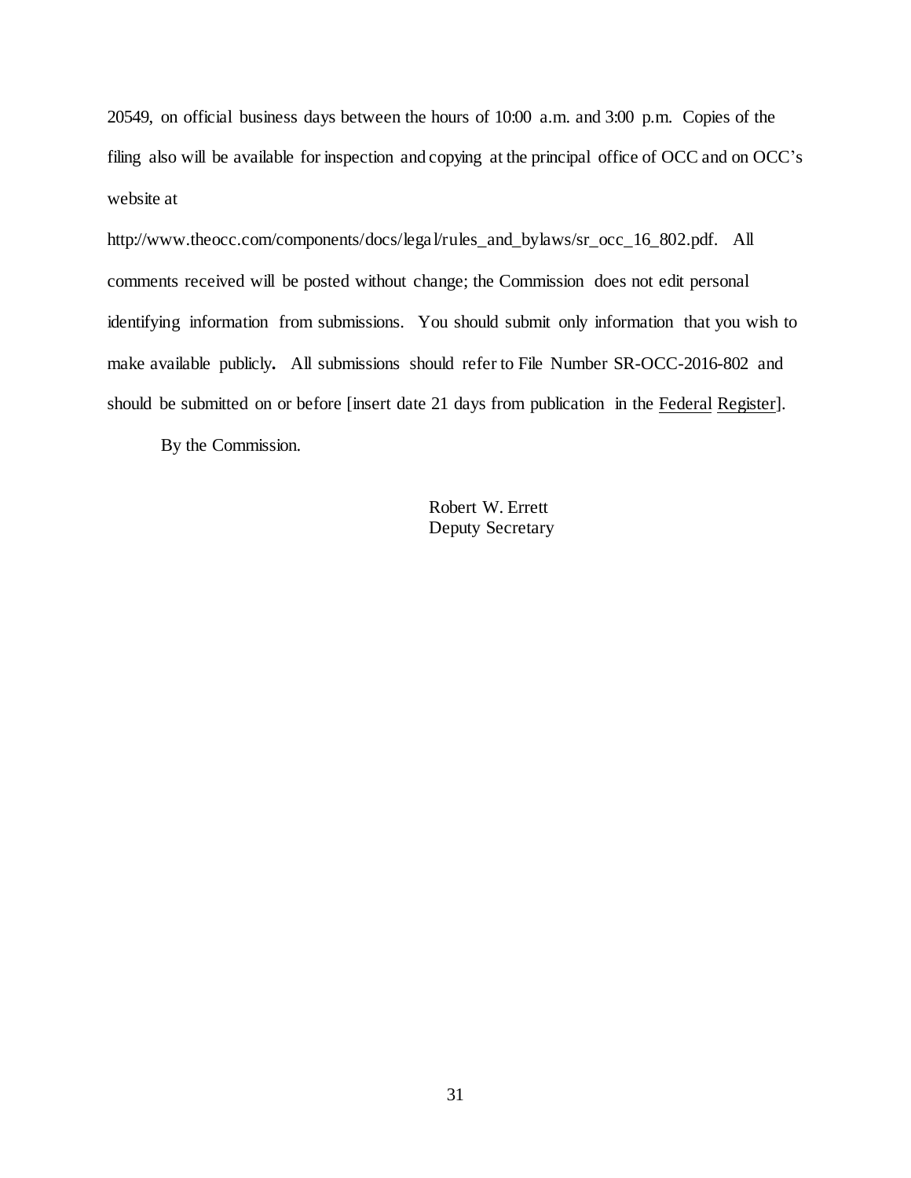20549, on official business days between the hours of 10:00 a.m. and 3:00 p.m. Copies of the filing also will be available for inspection and copying at the principal office of OCC and on OCC's website at

http://www.theocc.com/components/docs/legal/rules_and_bylaws/sr_occ_16_802.pdf. All comments received will be posted without change; the Commission does not edit personal identifying information from submissions. You should submit only information that you wish to make available publicly**.** All submissions should refer to File Number SR-OCC-2016-802 and should be submitted on or before [insert date 21 days from publication in the Federal Register].

By the Commission.

Robert W. Errett
Deputy Secretary